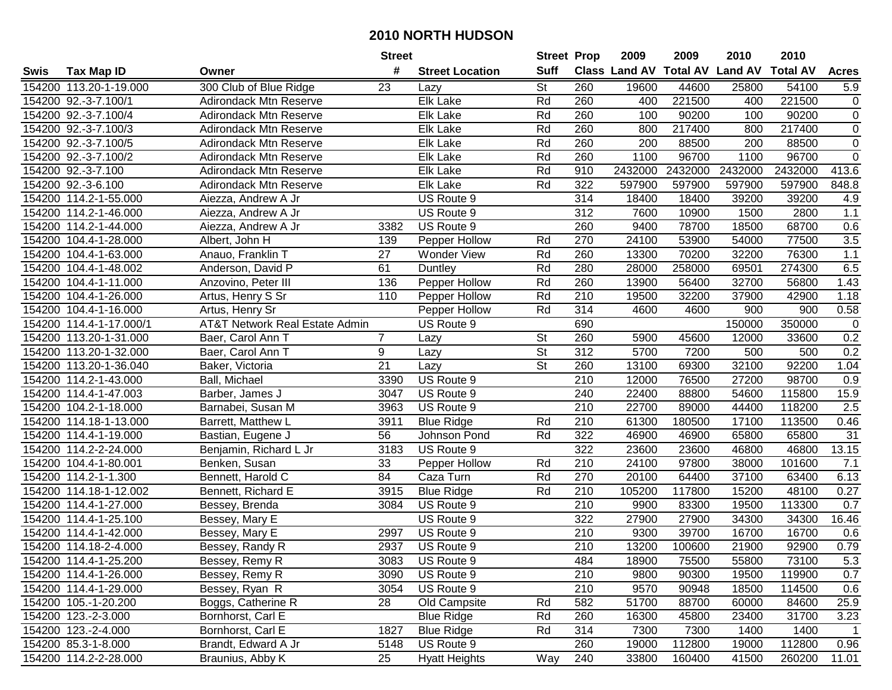# 2010 NORTH HUDSON

| Swis | Tax Map ID | Owner | Street # | Street Location | Street Suff | Prop Class | 2009 Land AV | 2009 Total AV | 2010 Land AV | 2010 Total AV | Acres |
|---|---|---|---|---|---|---|---|---|---|---|---|
| 154200 | 113.20-1-19.000 | 300 Club of Blue Ridge | 23 | Lazy | St | 260 | 19600 | 44600 | 25800 | 54100 | 5.9 |
| 154200 | 92.-3-7.100/1 | Adirondack Mtn Reserve | | Elk Lake | Rd | 260 | 400 | 221500 | 400 | 221500 | 0 |
| 154200 | 92.-3-7.100/4 | Adirondack Mtn Reserve | | Elk Lake | Rd | 260 | 100 | 90200 | 100 | 90200 | 0 |
| 154200 | 92.-3-7.100/3 | Adirondack Mtn Reserve | | Elk Lake | Rd | 260 | 800 | 217400 | 800 | 217400 | 0 |
| 154200 | 92.-3-7.100/5 | Adirondack Mtn Reserve | | Elk Lake | Rd | 260 | 200 | 88500 | 200 | 88500 | 0 |
| 154200 | 92.-3-7.100/2 | Adirondack Mtn Reserve | | Elk Lake | Rd | 260 | 1100 | 96700 | 1100 | 96700 | 0 |
| 154200 | 92.-3-7.100 | Adirondack Mtn Reserve | | Elk Lake | Rd | 910 | 2432000 | 2432000 | 2432000 | 2432000 | 413.6 |
| 154200 | 92.-3-6.100 | Adirondack Mtn Reserve | | Elk Lake | Rd | 322 | 597900 | 597900 | 597900 | 597900 | 848.8 |
| 154200 | 114.2-1-55.000 | Aiezza, Andrew A Jr | | US Route 9 | | 314 | 18400 | 18400 | 39200 | 39200 | 4.9 |
| 154200 | 114.2-1-46.000 | Aiezza, Andrew A Jr | | US Route 9 | | 312 | 7600 | 10900 | 1500 | 2800 | 1.1 |
| 154200 | 114.2-1-44.000 | Aiezza, Andrew A Jr | 3382 | US Route 9 | | 260 | 9400 | 78700 | 18500 | 68700 | 0.6 |
| 154200 | 104.4-1-28.000 | Albert, John H | 139 | Pepper Hollow | Rd | 270 | 24100 | 53900 | 54000 | 77500 | 3.5 |
| 154200 | 104.4-1-63.000 | Anauo, Franklin T | 27 | Wonder View | Rd | 260 | 13300 | 70200 | 32200 | 76300 | 1.1 |
| 154200 | 104.4-1-48.002 | Anderson, David P | 61 | Duntley | Rd | 280 | 28000 | 258000 | 69501 | 274300 | 6.5 |
| 154200 | 104.4-1-11.000 | Anzovino, Peter III | 136 | Pepper Hollow | Rd | 260 | 13900 | 56400 | 32700 | 56800 | 1.43 |
| 154200 | 104.4-1-26.000 | Artus, Henry S Sr | 110 | Pepper Hollow | Rd | 210 | 19500 | 32200 | 37900 | 42900 | 1.18 |
| 154200 | 104.4-1-16.000 | Artus, Henry Sr | | Pepper Hollow | Rd | 314 | 4600 | 4600 | 900 | 900 | 0.58 |
| 154200 | 114.4-1-17.000/1 | AT&T Network Real Estate Admin | | US Route 9 | | 690 | | | 150000 | 350000 | 0 |
| 154200 | 113.20-1-31.000 | Baer, Carol Ann T | 7 | Lazy | St | 260 | 5900 | 45600 | 12000 | 33600 | 0.2 |
| 154200 | 113.20-1-32.000 | Baer, Carol Ann T | 9 | Lazy | St | 312 | 5700 | 7200 | 500 | 500 | 0.2 |
| 154200 | 113.20-1-36.040 | Baker, Victoria | 21 | Lazy | St | 260 | 13100 | 69300 | 32100 | 92200 | 1.04 |
| 154200 | 114.2-1-43.000 | Ball, Michael | 3390 | US Route 9 | | 210 | 12000 | 76500 | 27200 | 98700 | 0.9 |
| 154200 | 114.4-1-47.003 | Barber, James J | 3047 | US Route 9 | | 240 | 22400 | 88800 | 54600 | 115800 | 15.9 |
| 154200 | 104.2-1-18.000 | Barnabei, Susan M | 3963 | US Route 9 | | 210 | 22700 | 89000 | 44400 | 118200 | 2.5 |
| 154200 | 114.18-1-13.000 | Barrett, Matthew L | 3911 | Blue Ridge | Rd | 210 | 61300 | 180500 | 17100 | 113500 | 0.46 |
| 154200 | 114.4-1-19.000 | Bastian, Eugene J | 56 | Johnson Pond | Rd | 322 | 46900 | 46900 | 65800 | 65800 | 31 |
| 154200 | 114.2-2-24.000 | Benjamin, Richard L Jr | 3183 | US Route 9 | | 322 | 23600 | 23600 | 46800 | 46800 | 13.15 |
| 154200 | 104.4-1-80.001 | Benken, Susan | 33 | Pepper Hollow | Rd | 210 | 24100 | 97800 | 38000 | 101600 | 7.1 |
| 154200 | 114.2-1-1.300 | Bennett, Harold C | 84 | Caza Turn | Rd | 270 | 20100 | 64400 | 37100 | 63400 | 6.13 |
| 154200 | 114.18-1-12.002 | Bennett, Richard E | 3915 | Blue Ridge | Rd | 210 | 105200 | 117800 | 15200 | 48100 | 0.27 |
| 154200 | 114.4-1-27.000 | Bessey, Brenda | 3084 | US Route 9 | | 210 | 9900 | 83300 | 19500 | 113300 | 0.7 |
| 154200 | 114.4-1-25.100 | Bessey, Mary E | | US Route 9 | | 322 | 27900 | 27900 | 34300 | 34300 | 16.46 |
| 154200 | 114.4-1-42.000 | Bessey, Mary E | 2997 | US Route 9 | | 210 | 9300 | 39700 | 16700 | 16700 | 0.6 |
| 154200 | 114.18-2-4.000 | Bessey, Randy R | 2937 | US Route 9 | | 210 | 13200 | 100600 | 21900 | 92900 | 0.79 |
| 154200 | 114.4-1-25.200 | Bessey, Remy R | 3083 | US Route 9 | | 484 | 18900 | 75500 | 55800 | 73100 | 5.3 |
| 154200 | 114.4-1-26.000 | Bessey, Remy R | 3090 | US Route 9 | | 210 | 9800 | 90300 | 19500 | 119900 | 0.7 |
| 154200 | 114.4-1-29.000 | Bessey, Ryan R | 3054 | US Route 9 | | 210 | 9570 | 90948 | 18500 | 114500 | 0.6 |
| 154200 | 105.-1-20.200 | Boggs, Catherine R | 28 | Old Campsite | Rd | 582 | 51700 | 88700 | 60000 | 84600 | 25.9 |
| 154200 | 123.-2-3.000 | Bornhorst, Carl E | | Blue Ridge | Rd | 260 | 16300 | 45800 | 23400 | 31700 | 3.23 |
| 154200 | 123.-2-4.000 | Bornhorst, Carl E | 1827 | Blue Ridge | Rd | 314 | 7300 | 7300 | 1400 | 1400 | 1 |
| 154200 | 85.3-1-8.000 | Brandt, Edward A Jr | 5148 | US Route 9 | | 260 | 19000 | 112800 | 19000 | 112800 | 0.96 |
| 154200 | 114.2-2-28.000 | Braunius, Abby K | 25 | Hyatt Heights | Way | 240 | 33800 | 160400 | 41500 | 260200 | 11.01 |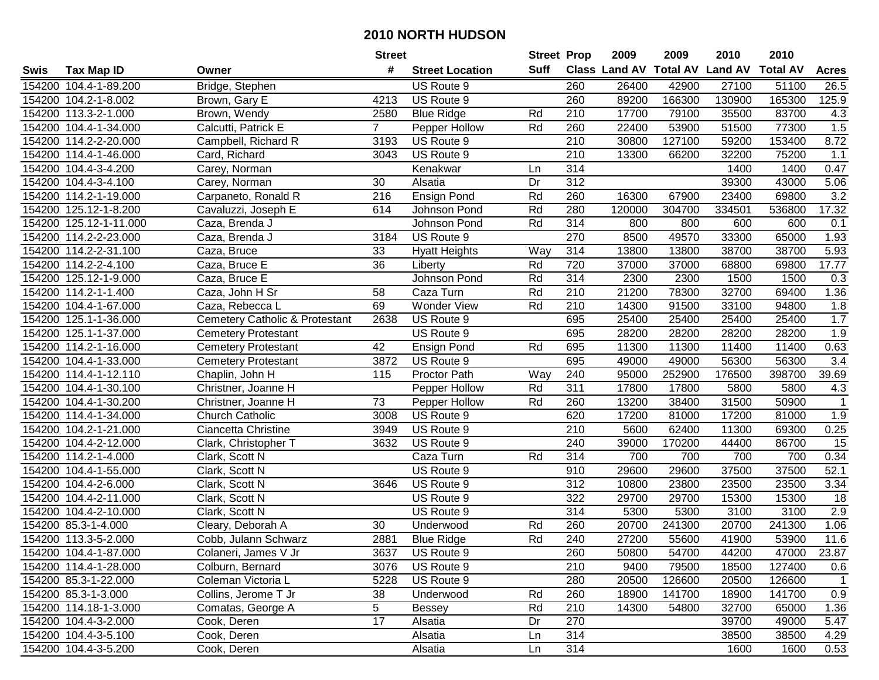# 2010 NORTH HUDSON

| Swis | Tax Map ID | Owner | Street # | Street Location | Street Suff | Prop Class | 2009 Land AV | 2009 Total AV | 2010 Land AV | 2010 Total AV | Acres |
|---|---|---|---|---|---|---|---|---|---|---|---|
| 154200 | 104.4-1-89.200 | Bridge, Stephen | | US Route 9 | | 260 | 26400 | 42900 | 27100 | 51100 | 26.5 |
| 154200 | 104.2-1-8.002 | Brown, Gary E | 4213 | US Route 9 | | 260 | 89200 | 166300 | 130900 | 165300 | 125.9 |
| 154200 | 113.3-2-1.000 | Brown, Wendy | 2580 | Blue Ridge | Rd | 210 | 17700 | 79100 | 35500 | 83700 | 4.3 |
| 154200 | 104.4-1-34.000 | Calcutti, Patrick E | 7 | Pepper Hollow | Rd | 260 | 22400 | 53900 | 51500 | 77300 | 1.5 |
| 154200 | 114.2-2-20.000 | Campbell, Richard R | 3193 | US Route 9 | | 210 | 30800 | 127100 | 59200 | 153400 | 8.72 |
| 154200 | 114.4-1-46.000 | Card, Richard | 3043 | US Route 9 | | 210 | 13300 | 66200 | 32200 | 75200 | 1.1 |
| 154200 | 104.4-3-4.200 | Carey, Norman | | Kenakwar | Ln | 314 | | | 1400 | 1400 | 0.47 |
| 154200 | 104.4-3-4.100 | Carey, Norman | 30 | Alsatia | Dr | 312 | | | 39300 | 43000 | 5.06 |
| 154200 | 114.2-1-19.000 | Carpaneto, Ronald R | 216 | Ensign Pond | Rd | 260 | 16300 | 67900 | 23400 | 69800 | 3.2 |
| 154200 | 125.12-1-8.200 | Cavaluzzi, Joseph E | 614 | Johnson Pond | Rd | 280 | 120000 | 304700 | 334501 | 536800 | 17.32 |
| 154200 | 125.12-1-11.000 | Caza, Brenda J | | Johnson Pond | Rd | 314 | 800 | 800 | 600 | 600 | 0.1 |
| 154200 | 114.2-2-23.000 | Caza, Brenda J | 3184 | US Route 9 | | 270 | 8500 | 49570 | 33300 | 65000 | 1.93 |
| 154200 | 114.2-2-31.100 | Caza, Bruce | 33 | Hyatt Heights | Way | 314 | 13800 | 13800 | 38700 | 38700 | 5.93 |
| 154200 | 114.2-2-4.100 | Caza, Bruce E | 36 | Liberty | Rd | 720 | 37000 | 37000 | 68800 | 69800 | 17.77 |
| 154200 | 125.12-1-9.000 | Caza, Bruce E | | Johnson Pond | Rd | 314 | 2300 | 2300 | 1500 | 1500 | 0.3 |
| 154200 | 114.2-1-1.400 | Caza, John H Sr | 58 | Caza Turn | Rd | 210 | 21200 | 78300 | 32700 | 69400 | 1.36 |
| 154200 | 104.4-1-67.000 | Caza, Rebecca L | 69 | Wonder View | Rd | 210 | 14300 | 91500 | 33100 | 94800 | 1.8 |
| 154200 | 125.1-1-36.000 | Cemetery Catholic & Protestant | 2638 | US Route 9 | | 695 | 25400 | 25400 | 25400 | 25400 | 1.7 |
| 154200 | 125.1-1-37.000 | Cemetery Protestant | | US Route 9 | | 695 | 28200 | 28200 | 28200 | 28200 | 1.9 |
| 154200 | 114.2-1-16.000 | Cemetery Protestant | 42 | Ensign Pond | Rd | 695 | 11300 | 11300 | 11400 | 11400 | 0.63 |
| 154200 | 104.4-1-33.000 | Cemetery Protestant | 3872 | US Route 9 | | 695 | 49000 | 49000 | 56300 | 56300 | 3.4 |
| 154200 | 114.4-1-12.110 | Chaplin, John H | 115 | Proctor Path | Way | 240 | 95000 | 252900 | 176500 | 398700 | 39.69 |
| 154200 | 104.4-1-30.100 | Christner, Joanne H | | Pepper Hollow | Rd | 311 | 17800 | 17800 | 5800 | 5800 | 4.3 |
| 154200 | 104.4-1-30.200 | Christner, Joanne H | 73 | Pepper Hollow | Rd | 260 | 13200 | 38400 | 31500 | 50900 | 1 |
| 154200 | 114.4-1-34.000 | Church Catholic | 3008 | US Route 9 | | 620 | 17200 | 81000 | 17200 | 81000 | 1.9 |
| 154200 | 104.2-1-21.000 | Ciancetta Christine | 3949 | US Route 9 | | 210 | 5600 | 62400 | 11300 | 69300 | 0.25 |
| 154200 | 104.4-2-12.000 | Clark, Christopher T | 3632 | US Route 9 | | 240 | 39000 | 170200 | 44400 | 86700 | 15 |
| 154200 | 114.2-1-4.000 | Clark, Scott N | | Caza Turn | Rd | 314 | 700 | 700 | 700 | 700 | 0.34 |
| 154200 | 104.4-1-55.000 | Clark, Scott N | | US Route 9 | | 910 | 29600 | 29600 | 37500 | 37500 | 52.1 |
| 154200 | 104.4-2-6.000 | Clark, Scott N | 3646 | US Route 9 | | 312 | 10800 | 23800 | 23500 | 23500 | 3.34 |
| 154200 | 104.4-2-11.000 | Clark, Scott N | | US Route 9 | | 322 | 29700 | 29700 | 15300 | 15300 | 18 |
| 154200 | 104.4-2-10.000 | Clark, Scott N | | US Route 9 | | 314 | 5300 | 5300 | 3100 | 3100 | 2.9 |
| 154200 | 85.3-1-4.000 | Cleary, Deborah A | 30 | Underwood | Rd | 260 | 20700 | 241300 | 20700 | 241300 | 1.06 |
| 154200 | 113.3-5-2.000 | Cobb, Julann Schwarz | 2881 | Blue Ridge | Rd | 240 | 27200 | 55600 | 41900 | 53900 | 11.6 |
| 154200 | 104.4-1-87.000 | Colaneri, James V Jr | 3637 | US Route 9 | | 260 | 50800 | 54700 | 44200 | 47000 | 23.87 |
| 154200 | 114.4-1-28.000 | Colburn, Bernard | 3076 | US Route 9 | | 210 | 9400 | 79500 | 18500 | 127400 | 0.6 |
| 154200 | 85.3-1-22.000 | Coleman Victoria L | 5228 | US Route 9 | | 280 | 20500 | 126600 | 20500 | 126600 | 1 |
| 154200 | 85.3-1-3.000 | Collins, Jerome T Jr | 38 | Underwood | Rd | 260 | 18900 | 141700 | 18900 | 141700 | 0.9 |
| 154200 | 114.18-1-3.000 | Comatas, George A | 5 | Bessey | Rd | 210 | 14300 | 54800 | 32700 | 65000 | 1.36 |
| 154200 | 104.4-3-2.000 | Cook, Deren | 17 | Alsatia | Dr | 270 | | | 39700 | 49000 | 5.47 |
| 154200 | 104.4-3-5.100 | Cook, Deren | | Alsatia | Ln | 314 | | | 38500 | 38500 | 4.29 |
| 154200 | 104.4-3-5.200 | Cook, Deren | | Alsatia | Ln | 314 | | | 1600 | 1600 | 0.53 |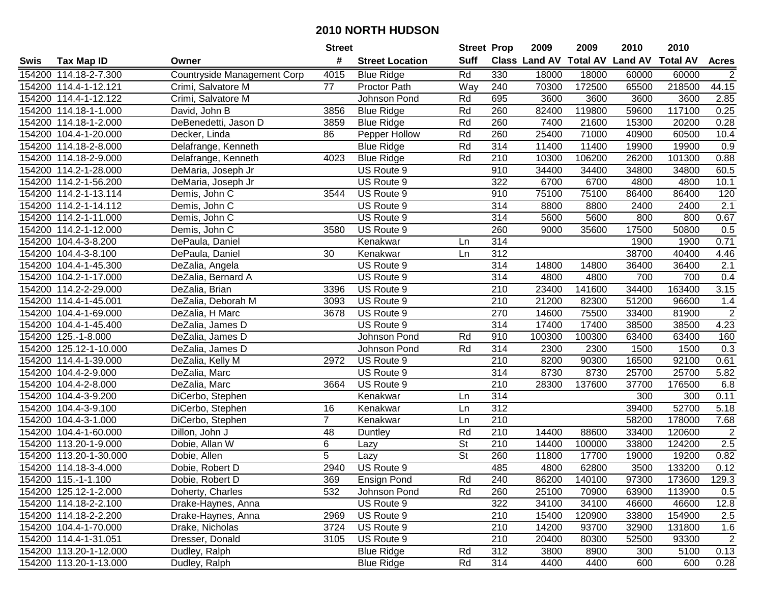# 2010 NORTH HUDSON

| Swis | Tax Map ID | Owner | Street # | Street Location | Street Suff | Prop Class | 2009 Land AV | 2009 Total AV | 2010 Land AV | 2010 Total AV | Acres |
|---|---|---|---|---|---|---|---|---|---|---|---|
| 154200 | 114.18-2-7.300 | Countryside Management Corp | 4015 | Blue Ridge | Rd | 330 | 18000 | 18000 | 60000 | 60000 | 2 |
| 154200 | 114.4-1-12.121 | Crimi, Salvatore M | 77 | Proctor Path | Way | 240 | 70300 | 172500 | 65500 | 218500 | 44.15 |
| 154200 | 114.4-1-12.122 | Crimi, Salvatore M | | Johnson Pond | Rd | 695 | 3600 | 3600 | 3600 | 3600 | 2.85 |
| 154200 | 114.18-1-1.000 | David, John B | 3856 | Blue Ridge | Rd | 260 | 82400 | 119800 | 59600 | 117100 | 0.25 |
| 154200 | 114.18-1-2.000 | DeBenedetti, Jason D | 3859 | Blue Ridge | Rd | 260 | 7400 | 21600 | 15300 | 20200 | 0.28 |
| 154200 | 104.4-1-20.000 | Decker, Linda | 86 | Pepper Hollow | Rd | 260 | 25400 | 71000 | 40900 | 60500 | 10.4 |
| 154200 | 114.18-2-8.000 | Delafrange, Kenneth | | Blue Ridge | Rd | 314 | 11400 | 11400 | 19900 | 19900 | 0.9 |
| 154200 | 114.18-2-9.000 | Delafrange, Kenneth | 4023 | Blue Ridge | Rd | 210 | 10300 | 106200 | 26200 | 101300 | 0.88 |
| 154200 | 114.2-1-28.000 | DeMaria, Joseph Jr | | US Route 9 | | 910 | 34400 | 34400 | 34800 | 34800 | 60.5 |
| 154200 | 114.2-1-56.200 | DeMaria, Joseph Jr | | US Route 9 | | 322 | 6700 | 6700 | 4800 | 4800 | 10.1 |
| 154200 | 114.2-1-13.114 | Demis, John C | 3544 | US Route 9 | | 910 | 75100 | 75100 | 86400 | 86400 | 120 |
| 154200 | 114.2-1-14.112 | Demis, John C | | US Route 9 | | 314 | 8800 | 8800 | 2400 | 2400 | 2.1 |
| 154200 | 114.2-1-11.000 | Demis, John C | | US Route 9 | | 314 | 5600 | 5600 | 800 | 800 | 0.67 |
| 154200 | 114.2-1-12.000 | Demis, John C | 3580 | US Route 9 | | 260 | 9000 | 35600 | 17500 | 50800 | 0.5 |
| 154200 | 104.4-3-8.200 | DePaula, Daniel | | Kenakwar | Ln | 314 | | | 1900 | 1900 | 0.71 |
| 154200 | 104.4-3-8.100 | DePaula, Daniel | 30 | Kenakwar | Ln | 312 | | | 38700 | 40400 | 4.46 |
| 154200 | 104.4-1-45.300 | DeZalia, Angela | | US Route 9 | | 314 | 14800 | 14800 | 36400 | 36400 | 2.1 |
| 154200 | 104.2-1-17.000 | DeZalia, Bernard A | | US Route 9 | | 314 | 4800 | 4800 | 700 | 700 | 0.4 |
| 154200 | 114.2-2-29.000 | DeZalia, Brian | 3396 | US Route 9 | | 210 | 23400 | 141600 | 34400 | 163400 | 3.15 |
| 154200 | 114.4-1-45.001 | DeZalia, Deborah M | 3093 | US Route 9 | | 210 | 21200 | 82300 | 51200 | 96600 | 1.4 |
| 154200 | 104.4-1-69.000 | DeZalia, H Marc | 3678 | US Route 9 | | 270 | 14600 | 75500 | 33400 | 81900 | 2 |
| 154200 | 104.4-1-45.400 | DeZalia, James D | | US Route 9 | | 314 | 17400 | 17400 | 38500 | 38500 | 4.23 |
| 154200 | 125.-1-8.000 | DeZalia, James D | | Johnson Pond | Rd | 910 | 100300 | 100300 | 63400 | 63400 | 160 |
| 154200 | 125.12-1-10.000 | DeZalia, James D | | Johnson Pond | Rd | 314 | 2300 | 2300 | 1500 | 1500 | 0.3 |
| 154200 | 114.4-1-39.000 | DeZalia, Kelly M | 2972 | US Route 9 | | 210 | 8200 | 90300 | 16500 | 92100 | 0.61 |
| 154200 | 104.4-2-9.000 | DeZalia, Marc | | US Route 9 | | 314 | 8730 | 8730 | 25700 | 25700 | 5.82 |
| 154200 | 104.4-2-8.000 | DeZalia, Marc | 3664 | US Route 9 | | 210 | 28300 | 137600 | 37700 | 176500 | 6.8 |
| 154200 | 104.4-3-9.200 | DiCerbo, Stephen | | Kenakwar | Ln | 314 | | | 300 | 300 | 0.11 |
| 154200 | 104.4-3-9.100 | DiCerbo, Stephen | 16 | Kenakwar | Ln | 312 | | | 39400 | 52700 | 5.18 |
| 154200 | 104.4-3-1.000 | DiCerbo, Stephen | 7 | Kenakwar | Ln | 210 | | | 58200 | 178000 | 7.68 |
| 154200 | 104.4-1-60.000 | Dillon, John J | 48 | Duntley | Rd | 210 | 14400 | 88600 | 33400 | 120600 | 2 |
| 154200 | 113.20-1-9.000 | Dobie, Allan W | 6 | Lazy | St | 210 | 14400 | 100000 | 33800 | 124200 | 2.5 |
| 154200 | 113.20-1-30.000 | Dobie, Allen | 5 | Lazy | St | 260 | 11800 | 17700 | 19000 | 19200 | 0.82 |
| 154200 | 114.18-3-4.000 | Dobie, Robert D | 2940 | US Route 9 | | 485 | 4800 | 62800 | 3500 | 133200 | 0.12 |
| 154200 | 115.-1-1.100 | Dobie, Robert D | 369 | Ensign Pond | Rd | 240 | 86200 | 140100 | 97300 | 173600 | 129.3 |
| 154200 | 125.12-1-2.000 | Doherty, Charles | 532 | Johnson Pond | Rd | 260 | 25100 | 70900 | 63900 | 113900 | 0.5 |
| 154200 | 114.18-2-2.100 | Drake-Haynes, Anna | | US Route 9 | | 322 | 34100 | 34100 | 46600 | 46600 | 12.8 |
| 154200 | 114.18-2-2.200 | Drake-Haynes, Anna | 2969 | US Route 9 | | 210 | 15400 | 120900 | 33800 | 154900 | 2.5 |
| 154200 | 104.4-1-70.000 | Drake, Nicholas | 3724 | US Route 9 | | 210 | 14200 | 93700 | 32900 | 131800 | 1.6 |
| 154200 | 114.4-1-31.051 | Dresser, Donald | 3105 | US Route 9 | | 210 | 20400 | 80300 | 52500 | 93300 | 2 |
| 154200 | 113.20-1-12.000 | Dudley, Ralph | | Blue Ridge | Rd | 312 | 3800 | 8900 | 300 | 5100 | 0.13 |
| 154200 | 113.20-1-13.000 | Dudley, Ralph | | Blue Ridge | Rd | 314 | 4400 | 4400 | 600 | 600 | 0.28 |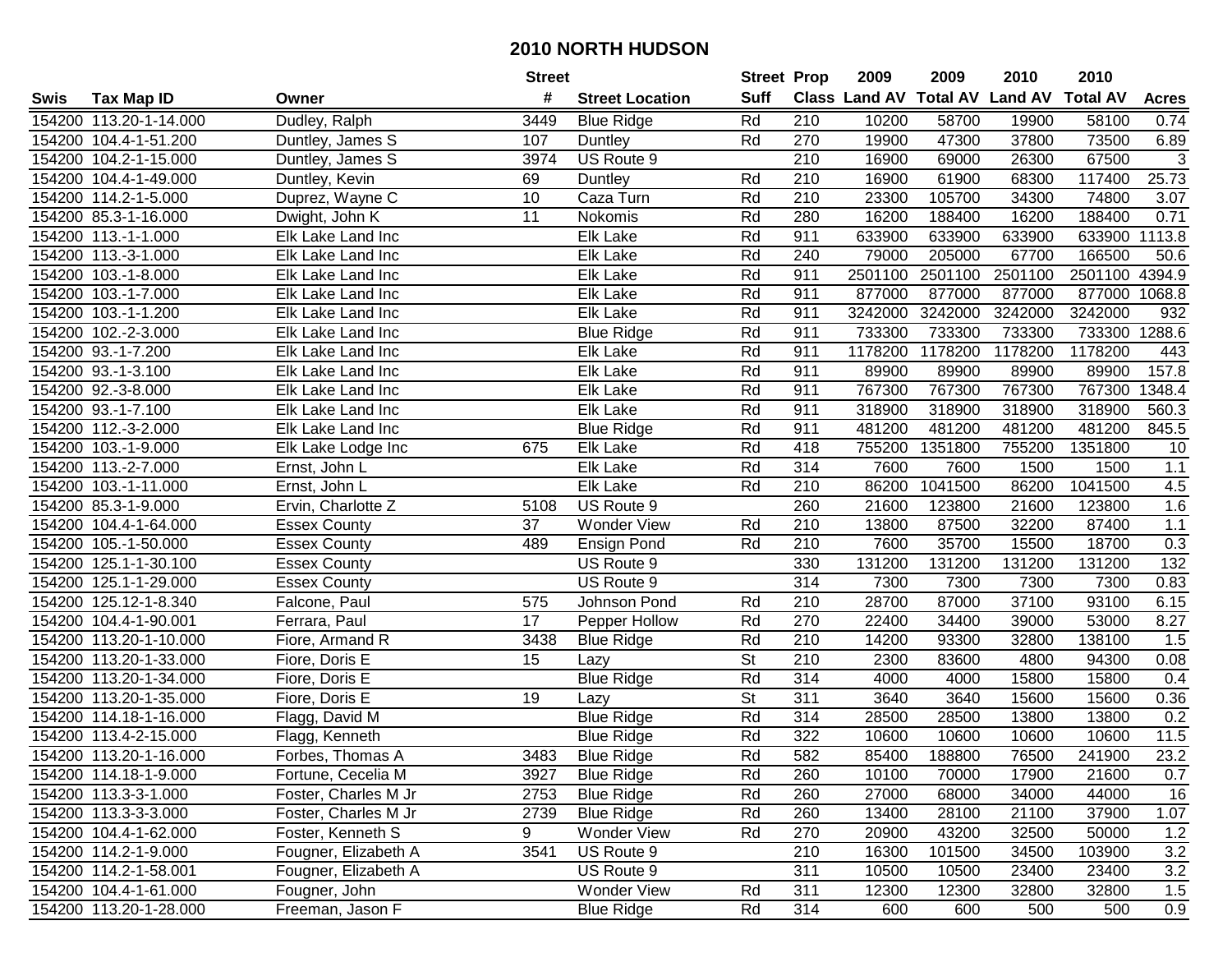# 2010 NORTH HUDSON

| Swis | Tax Map ID | Owner | Street # | Street Location | Street Suff | Prop Class | 2009 Land AV | 2009 Total AV | 2010 Land AV | 2010 Total AV | Acres |
|---|---|---|---|---|---|---|---|---|---|---|---|
| 154200 | 113.20-1-14.000 | Dudley, Ralph | 3449 | Blue Ridge | Rd | 210 | 10200 | 58700 | 19900 | 58100 | 0.74 |
| 154200 | 104.4-1-51.200 | Duntley, James S | 107 | Duntley | Rd | 270 | 19900 | 47300 | 37800 | 73500 | 6.89 |
| 154200 | 104.2-1-15.000 | Duntley, James S | 3974 | US Route 9 | | 210 | 16900 | 69000 | 26300 | 67500 | 3 |
| 154200 | 104.4-1-49.000 | Duntley, Kevin | 69 | Duntley | Rd | 210 | 16900 | 61900 | 68300 | 117400 | 25.73 |
| 154200 | 114.2-1-5.000 | Duprez, Wayne C | 10 | Caza Turn | Rd | 210 | 23300 | 105700 | 34300 | 74800 | 3.07 |
| 154200 | 85.3-1-16.000 | Dwight, John K | 11 | Nokomis | Rd | 280 | 16200 | 188400 | 16200 | 188400 | 0.71 |
| 154200 | 113.-1-1.000 | Elk Lake Land Inc | | Elk Lake | Rd | 911 | 633900 | 633900 | 633900 | 633900 | 1113.8 |
| 154200 | 113.-3-1.000 | Elk Lake Land Inc | | Elk Lake | Rd | 240 | 79000 | 205000 | 67700 | 166500 | 50.6 |
| 154200 | 103.-1-8.000 | Elk Lake Land Inc | | Elk Lake | Rd | 911 | 2501100 | 2501100 | 2501100 | 2501100 | 4394.9 |
| 154200 | 103.-1-7.000 | Elk Lake Land Inc | | Elk Lake | Rd | 911 | 877000 | 877000 | 877000 | 877000 | 1068.8 |
| 154200 | 103.-1-1.200 | Elk Lake Land Inc | | Elk Lake | Rd | 911 | 3242000 | 3242000 | 3242000 | 3242000 | 932 |
| 154200 | 102.-2-3.000 | Elk Lake Land Inc | | Blue Ridge | Rd | 911 | 733300 | 733300 | 733300 | 733300 | 1288.6 |
| 154200 | 93.-1-7.200 | Elk Lake Land Inc | | Elk Lake | Rd | 911 | 1178200 | 1178200 | 1178200 | 1178200 | 443 |
| 154200 | 93.-1-3.100 | Elk Lake Land Inc | | Elk Lake | Rd | 911 | 89900 | 89900 | 89900 | 89900 | 157.8 |
| 154200 | 92.-3-8.000 | Elk Lake Land Inc | | Elk Lake | Rd | 911 | 767300 | 767300 | 767300 | 767300 | 1348.4 |
| 154200 | 93.-1-7.100 | Elk Lake Land Inc | | Elk Lake | Rd | 911 | 318900 | 318900 | 318900 | 318900 | 560.3 |
| 154200 | 112.-3-2.000 | Elk Lake Land Inc | | Blue Ridge | Rd | 911 | 481200 | 481200 | 481200 | 481200 | 845.5 |
| 154200 | 103.-1-9.000 | Elk Lake Lodge Inc | 675 | Elk Lake | Rd | 418 | 755200 | 1351800 | 755200 | 1351800 | 10 |
| 154200 | 113.-2-7.000 | Ernst, John L | | Elk Lake | Rd | 314 | 7600 | 7600 | 1500 | 1500 | 1.1 |
| 154200 | 103.-1-11.000 | Ernst, John L | | Elk Lake | Rd | 210 | 86200 | 1041500 | 86200 | 1041500 | 4.5 |
| 154200 | 85.3-1-9.000 | Ervin, Charlotte Z | 5108 | US Route 9 | | 260 | 21600 | 123800 | 21600 | 123800 | 1.6 |
| 154200 | 104.4-1-64.000 | Essex County | 37 | Wonder View | Rd | 210 | 13800 | 87500 | 32200 | 87400 | 1.1 |
| 154200 | 105.-1-50.000 | Essex County | 489 | Ensign Pond | Rd | 210 | 7600 | 35700 | 15500 | 18700 | 0.3 |
| 154200 | 125.1-1-30.100 | Essex County | | US Route 9 | | 330 | 131200 | 131200 | 131200 | 131200 | 132 |
| 154200 | 125.1-1-29.000 | Essex County | | US Route 9 | | 314 | 7300 | 7300 | 7300 | 7300 | 0.83 |
| 154200 | 125.12-1-8.340 | Falcone, Paul | 575 | Johnson Pond | Rd | 210 | 28700 | 87000 | 37100 | 93100 | 6.15 |
| 154200 | 104.4-1-90.001 | Ferrara, Paul | 17 | Pepper Hollow | Rd | 270 | 22400 | 34400 | 39000 | 53000 | 8.27 |
| 154200 | 113.20-1-10.000 | Fiore, Armand R | 3438 | Blue Ridge | Rd | 210 | 14200 | 93300 | 32800 | 138100 | 1.5 |
| 154200 | 113.20-1-33.000 | Fiore, Doris E | 15 | Lazy | St | 210 | 2300 | 83600 | 4800 | 94300 | 0.08 |
| 154200 | 113.20-1-34.000 | Fiore, Doris E | | Blue Ridge | Rd | 314 | 4000 | 4000 | 15800 | 15800 | 0.4 |
| 154200 | 113.20-1-35.000 | Fiore, Doris E | 19 | Lazy | St | 311 | 3640 | 3640 | 15600 | 15600 | 0.36 |
| 154200 | 114.18-1-16.000 | Flagg, David M | | Blue Ridge | Rd | 314 | 28500 | 28500 | 13800 | 13800 | 0.2 |
| 154200 | 113.4-2-15.000 | Flagg, Kenneth | | Blue Ridge | Rd | 322 | 10600 | 10600 | 10600 | 10600 | 11.5 |
| 154200 | 113.20-1-16.000 | Forbes, Thomas A | 3483 | Blue Ridge | Rd | 582 | 85400 | 188800 | 76500 | 241900 | 23.2 |
| 154200 | 114.18-1-9.000 | Fortune, Cecelia M | 3927 | Blue Ridge | Rd | 260 | 10100 | 70000 | 17900 | 21600 | 0.7 |
| 154200 | 113.3-3-1.000 | Foster, Charles M Jr | 2753 | Blue Ridge | Rd | 260 | 27000 | 68000 | 34000 | 44000 | 16 |
| 154200 | 113.3-3-3.000 | Foster, Charles M Jr | 2739 | Blue Ridge | Rd | 260 | 13400 | 28100 | 21100 | 37900 | 1.07 |
| 154200 | 104.4-1-62.000 | Foster, Kenneth S | 9 | Wonder View | Rd | 270 | 20900 | 43200 | 32500 | 50000 | 1.2 |
| 154200 | 114.2-1-9.000 | Fougner, Elizabeth A | 3541 | US Route 9 | | 210 | 16300 | 101500 | 34500 | 103900 | 3.2 |
| 154200 | 114.2-1-58.001 | Fougner, Elizabeth A | | US Route 9 | | 311 | 10500 | 10500 | 23400 | 23400 | 3.2 |
| 154200 | 104.4-1-61.000 | Fougner, John | | Wonder View | Rd | 311 | 12300 | 12300 | 32800 | 32800 | 1.5 |
| 154200 | 113.20-1-28.000 | Freeman, Jason F | | Blue Ridge | Rd | 314 | 600 | 600 | 500 | 500 | 0.9 |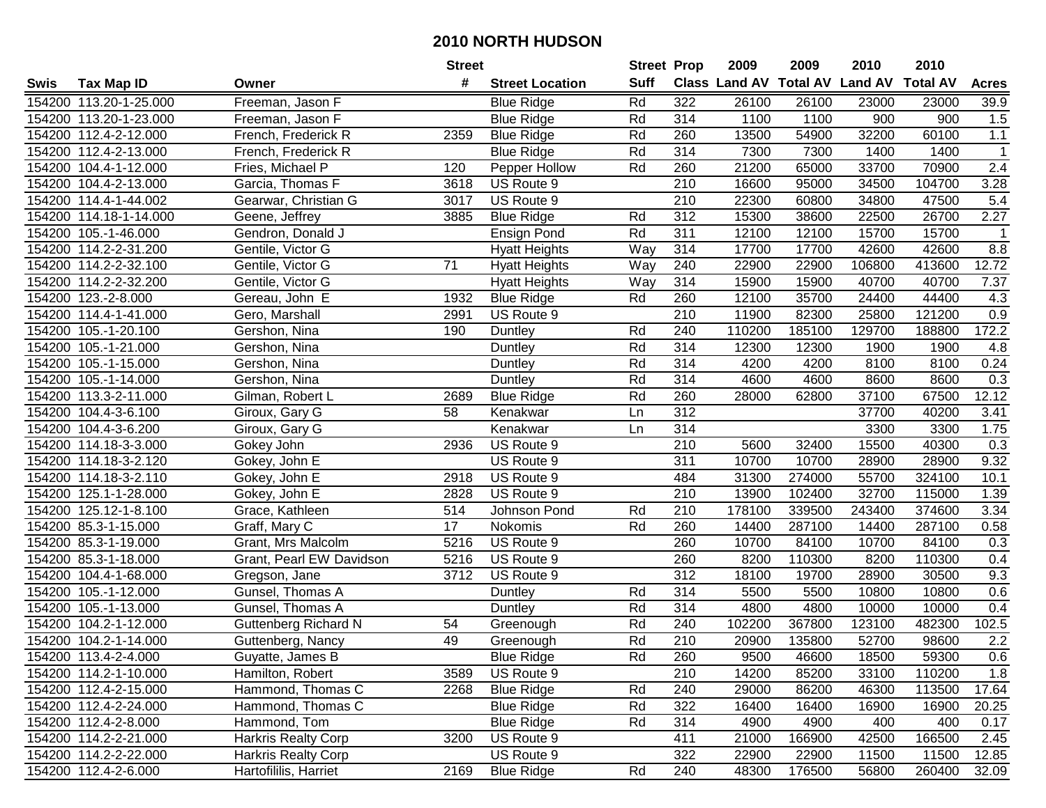# 2010 NORTH HUDSON

| Swis | Tax Map ID | Owner | Street # | Street Location | Street Suff | Prop Class | 2009 Land AV | 2009 Total AV | 2010 Land AV | 2010 Total AV | Acres |
|---|---|---|---|---|---|---|---|---|---|---|---|
| 154200 | 113.20-1-25.000 | Freeman, Jason F | | Blue Ridge | Rd | 322 | 26100 | 26100 | 23000 | 23000 | 39.9 |
| 154200 | 113.20-1-23.000 | Freeman, Jason F | | Blue Ridge | Rd | 314 | 1100 | 1100 | 900 | 900 | 1.5 |
| 154200 | 112.4-2-12.000 | French, Frederick R | 2359 | Blue Ridge | Rd | 260 | 13500 | 54900 | 32200 | 60100 | 1.1 |
| 154200 | 112.4-2-13.000 | French, Frederick R | | Blue Ridge | Rd | 314 | 7300 | 7300 | 1400 | 1400 | 1 |
| 154200 | 104.4-1-12.000 | Fries, Michael P | 120 | Pepper Hollow | Rd | 260 | 21200 | 65000 | 33700 | 70900 | 2.4 |
| 154200 | 104.4-2-13.000 | Garcia, Thomas F | 3618 | US Route 9 | | 210 | 16600 | 95000 | 34500 | 104700 | 3.28 |
| 154200 | 114.4-1-44.002 | Gearwar, Christian G | 3017 | US Route 9 | | 210 | 22300 | 60800 | 34800 | 47500 | 5.4 |
| 154200 | 114.18-1-14.000 | Geene, Jeffrey | 3885 | Blue Ridge | Rd | 312 | 15300 | 38600 | 22500 | 26700 | 2.27 |
| 154200 | 105.-1-46.000 | Gendron, Donald J | | Ensign Pond | Rd | 311 | 12100 | 12100 | 15700 | 15700 | 1 |
| 154200 | 114.2-2-31.200 | Gentile, Victor G | | Hyatt Heights | Way | 314 | 17700 | 17700 | 42600 | 42600 | 8.8 |
| 154200 | 114.2-2-32.100 | Gentile, Victor G | 71 | Hyatt Heights | Way | 240 | 22900 | 22900 | 106800 | 413600 | 12.72 |
| 154200 | 114.2-2-32.200 | Gentile, Victor G | | Hyatt Heights | Way | 314 | 15900 | 15900 | 40700 | 40700 | 7.37 |
| 154200 | 123.-2-8.000 | Gereau, John E | 1932 | Blue Ridge | Rd | 260 | 12100 | 35700 | 24400 | 44400 | 4.3 |
| 154200 | 114.4-1-41.000 | Gero, Marshall | 2991 | US Route 9 | | 210 | 11900 | 82300 | 25800 | 121200 | 0.9 |
| 154200 | 105.-1-20.100 | Gershon, Nina | 190 | Duntley | Rd | 240 | 110200 | 185100 | 129700 | 188800 | 172.2 |
| 154200 | 105.-1-21.000 | Gershon, Nina | | Duntley | Rd | 314 | 12300 | 12300 | 1900 | 1900 | 4.8 |
| 154200 | 105.-1-15.000 | Gershon, Nina | | Duntley | Rd | 314 | 4200 | 4200 | 8100 | 8100 | 0.24 |
| 154200 | 105.-1-14.000 | Gershon, Nina | | Duntley | Rd | 314 | 4600 | 4600 | 8600 | 8600 | 0.3 |
| 154200 | 113.3-2-11.000 | Gilman, Robert L | 2689 | Blue Ridge | Rd | 260 | 28000 | 62800 | 37100 | 67500 | 12.12 |
| 154200 | 104.4-3-6.100 | Giroux, Gary G | 58 | Kenakwar | Ln | 312 | | | 37700 | 40200 | 3.41 |
| 154200 | 104.4-3-6.200 | Giroux, Gary G | | Kenakwar | Ln | 314 | | | 3300 | 3300 | 1.75 |
| 154200 | 114.18-3-3.000 | Gokey John | 2936 | US Route 9 | | 210 | 5600 | 32400 | 15500 | 40300 | 0.3 |
| 154200 | 114.18-3-2.120 | Gokey, John E | | US Route 9 | | 311 | 10700 | 10700 | 28900 | 28900 | 9.32 |
| 154200 | 114.18-3-2.110 | Gokey, John E | 2918 | US Route 9 | | 484 | 31300 | 274000 | 55700 | 324100 | 10.1 |
| 154200 | 125.1-1-28.000 | Gokey, John E | 2828 | US Route 9 | | 210 | 13900 | 102400 | 32700 | 115000 | 1.39 |
| 154200 | 125.12-1-8.100 | Grace, Kathleen | 514 | Johnson Pond | Rd | 210 | 178100 | 339500 | 243400 | 374600 | 3.34 |
| 154200 | 85.3-1-15.000 | Graff, Mary C | 17 | Nokomis | Rd | 260 | 14400 | 287100 | 14400 | 287100 | 0.58 |
| 154200 | 85.3-1-19.000 | Grant, Mrs Malcolm | 5216 | US Route 9 | | 260 | 10700 | 84100 | 10700 | 84100 | 0.3 |
| 154200 | 85.3-1-18.000 | Grant, Pearl EW Davidson | 5216 | US Route 9 | | 260 | 8200 | 110300 | 8200 | 110300 | 0.4 |
| 154200 | 104.4-1-68.000 | Gregson, Jane | 3712 | US Route 9 | | 312 | 18100 | 19700 | 28900 | 30500 | 9.3 |
| 154200 | 105.-1-12.000 | Gunsel, Thomas A | | Duntley | Rd | 314 | 5500 | 5500 | 10800 | 10800 | 0.6 |
| 154200 | 105.-1-13.000 | Gunsel, Thomas A | | Duntley | Rd | 314 | 4800 | 4800 | 10000 | 10000 | 0.4 |
| 154200 | 104.2-1-12.000 | Guttenberg Richard N | 54 | Greenough | Rd | 240 | 102200 | 367800 | 123100 | 482300 | 102.5 |
| 154200 | 104.2-1-14.000 | Guttenberg, Nancy | 49 | Greenough | Rd | 210 | 20900 | 135800 | 52700 | 98600 | 2.2 |
| 154200 | 113.4-2-4.000 | Guyatte, James B | | Blue Ridge | Rd | 260 | 9500 | 46600 | 18500 | 59300 | 0.6 |
| 154200 | 114.2-1-10.000 | Hamilton, Robert | 3589 | US Route 9 | | 210 | 14200 | 85200 | 33100 | 110200 | 1.8 |
| 154200 | 112.4-2-15.000 | Hammond, Thomas C | 2268 | Blue Ridge | Rd | 240 | 29000 | 86200 | 46300 | 113500 | 17.64 |
| 154200 | 112.4-2-24.000 | Hammond, Thomas C | | Blue Ridge | Rd | 322 | 16400 | 16400 | 16900 | 16900 | 20.25 |
| 154200 | 112.4-2-8.000 | Hammond, Tom | | Blue Ridge | Rd | 314 | 4900 | 4900 | 400 | 400 | 0.17 |
| 154200 | 114.2-2-21.000 | Harkris Realty Corp | 3200 | US Route 9 | | 411 | 21000 | 166900 | 42500 | 166500 | 2.45 |
| 154200 | 114.2-2-22.000 | Harkris Realty Corp | | US Route 9 | | 322 | 22900 | 22900 | 11500 | 11500 | 12.85 |
| 154200 | 112.4-2-6.000 | Hartofililis, Harriet | 2169 | Blue Ridge | Rd | 240 | 48300 | 176500 | 56800 | 260400 | 32.09 |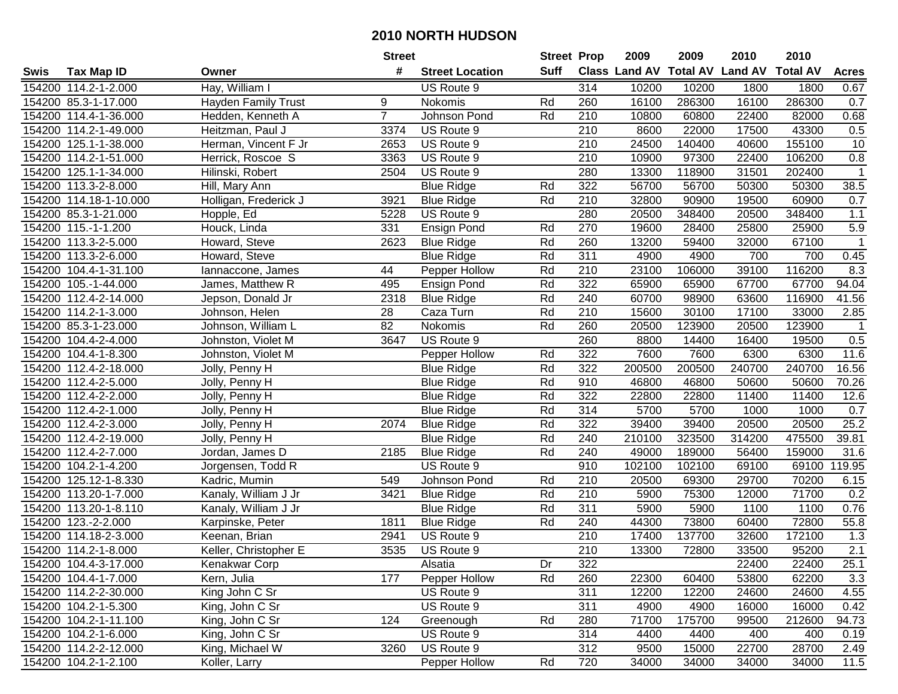# 2010 NORTH HUDSON

| Swis | Tax Map ID | Owner | Street # | Street Location | Street Suff | Prop Class | 2009 Land AV | 2009 Total AV | 2010 Land AV | 2010 Total AV | Acres |
|---|---|---|---|---|---|---|---|---|---|---|---|
| 154200 | 114.2-1-2.000 | Hay, William I | | US Route 9 | | 314 | 10200 | 10200 | 1800 | 1800 | 0.67 |
| 154200 | 85.3-1-17.000 | Hayden Family Trust | 9 | Nokomis | Rd | 260 | 16100 | 286300 | 16100 | 286300 | 0.7 |
| 154200 | 114.4-1-36.000 | Hedden, Kenneth A | 7 | Johnson Pond | Rd | 210 | 10800 | 60800 | 22400 | 82000 | 0.68 |
| 154200 | 114.2-1-49.000 | Heitzman, Paul J | 3374 | US Route 9 | | 210 | 8600 | 22000 | 17500 | 43300 | 0.5 |
| 154200 | 125.1-1-38.000 | Herman, Vincent F Jr | 2653 | US Route 9 | | 210 | 24500 | 140400 | 40600 | 155100 | 10 |
| 154200 | 114.2-1-51.000 | Herrick, Roscoe S | 3363 | US Route 9 | | 210 | 10900 | 97300 | 22400 | 106200 | 0.8 |
| 154200 | 125.1-1-34.000 | Hilinski, Robert | 2504 | US Route 9 | | 280 | 13300 | 118900 | 31501 | 202400 | 1 |
| 154200 | 113.3-2-8.000 | Hill, Mary Ann | | Blue Ridge | Rd | 322 | 56700 | 56700 | 50300 | 50300 | 38.5 |
| 154200 | 114.18-1-10.000 | Holligan, Frederick J | 3921 | Blue Ridge | Rd | 210 | 32800 | 90900 | 19500 | 60900 | 0.7 |
| 154200 | 85.3-1-21.000 | Hopple, Ed | 5228 | US Route 9 | | 280 | 20500 | 348400 | 20500 | 348400 | 1.1 |
| 154200 | 115.-1-1.200 | Houck, Linda | 331 | Ensign Pond | Rd | 270 | 19600 | 28400 | 25800 | 25900 | 5.9 |
| 154200 | 113.3-2-5.000 | Howard, Steve | 2623 | Blue Ridge | Rd | 260 | 13200 | 59400 | 32000 | 67100 | 1 |
| 154200 | 113.3-2-6.000 | Howard, Steve | | Blue Ridge | Rd | 311 | 4900 | 4900 | 700 | 700 | 0.45 |
| 154200 | 104.4-1-31.100 | Iannaccone, James | 44 | Pepper Hollow | Rd | 210 | 23100 | 106000 | 39100 | 116200 | 8.3 |
| 154200 | 105.-1-44.000 | James, Matthew R | 495 | Ensign Pond | Rd | 322 | 65900 | 65900 | 67700 | 67700 | 94.04 |
| 154200 | 112.4-2-14.000 | Jepson, Donald Jr | 2318 | Blue Ridge | Rd | 240 | 60700 | 98900 | 63600 | 116900 | 41.56 |
| 154200 | 114.2-1-3.000 | Johnson, Helen | 28 | Caza Turn | Rd | 210 | 15600 | 30100 | 17100 | 33000 | 2.85 |
| 154200 | 85.3-1-23.000 | Johnson, William L | 82 | Nokomis | Rd | 260 | 20500 | 123900 | 20500 | 123900 | 1 |
| 154200 | 104.4-2-4.000 | Johnston, Violet M | 3647 | US Route 9 | | 260 | 8800 | 14400 | 16400 | 19500 | 0.5 |
| 154200 | 104.4-1-8.300 | Johnston, Violet M | | Pepper Hollow | Rd | 322 | 7600 | 7600 | 6300 | 6300 | 11.6 |
| 154200 | 112.4-2-18.000 | Jolly, Penny H | | Blue Ridge | Rd | 322 | 200500 | 200500 | 240700 | 240700 | 16.56 |
| 154200 | 112.4-2-5.000 | Jolly, Penny H | | Blue Ridge | Rd | 910 | 46800 | 46800 | 50600 | 50600 | 70.26 |
| 154200 | 112.4-2-2.000 | Jolly, Penny H | | Blue Ridge | Rd | 322 | 22800 | 22800 | 11400 | 11400 | 12.6 |
| 154200 | 112.4-2-1.000 | Jolly, Penny H | | Blue Ridge | Rd | 314 | 5700 | 5700 | 1000 | 1000 | 0.7 |
| 154200 | 112.4-2-3.000 | Jolly, Penny H | 2074 | Blue Ridge | Rd | 322 | 39400 | 39400 | 20500 | 20500 | 25.2 |
| 154200 | 112.4-2-19.000 | Jolly, Penny H | | Blue Ridge | Rd | 240 | 210100 | 323500 | 314200 | 475500 | 39.81 |
| 154200 | 112.4-2-7.000 | Jordan, James D | 2185 | Blue Ridge | Rd | 240 | 49000 | 189000 | 56400 | 159000 | 31.6 |
| 154200 | 104.2-1-4.200 | Jorgensen, Todd R | | US Route 9 | | 910 | 102100 | 102100 | 69100 | 69100 | 119.95 |
| 154200 | 125.12-1-8.330 | Kadric, Mumin | 549 | Johnson Pond | Rd | 210 | 20500 | 69300 | 29700 | 70200 | 6.15 |
| 154200 | 113.20-1-7.000 | Kanaly, William J Jr | 3421 | Blue Ridge | Rd | 210 | 5900 | 75300 | 12000 | 71700 | 0.2 |
| 154200 | 113.20-1-8.110 | Kanaly, William J Jr | | Blue Ridge | Rd | 311 | 5900 | 5900 | 1100 | 1100 | 0.76 |
| 154200 | 123.-2-2.000 | Karpinske, Peter | 1811 | Blue Ridge | Rd | 240 | 44300 | 73800 | 60400 | 72800 | 55.8 |
| 154200 | 114.18-2-3.000 | Keenan, Brian | 2941 | US Route 9 | | 210 | 17400 | 137700 | 32600 | 172100 | 1.3 |
| 154200 | 114.2-1-8.000 | Keller, Christopher E | 3535 | US Route 9 | | 210 | 13300 | 72800 | 33500 | 95200 | 2.1 |
| 154200 | 104.4-3-17.000 | Kenakwar Corp | | Alsatia | Dr | 322 | | | 22400 | 22400 | 25.1 |
| 154200 | 104.4-1-7.000 | Kern, Julia | 177 | Pepper Hollow | Rd | 260 | 22300 | 60400 | 53800 | 62200 | 3.3 |
| 154200 | 114.2-2-30.000 | King John C Sr | | US Route 9 | | 311 | 12200 | 12200 | 24600 | 24600 | 4.55 |
| 154200 | 104.2-1-5.300 | King, John C Sr | | US Route 9 | | 311 | 4900 | 4900 | 16000 | 16000 | 0.42 |
| 154200 | 104.2-1-11.100 | King, John C Sr | 124 | Greenough | Rd | 280 | 71700 | 175700 | 99500 | 212600 | 94.73 |
| 154200 | 104.2-1-6.000 | King, John C Sr | | US Route 9 | | 314 | 4400 | 4400 | 400 | 400 | 0.19 |
| 154200 | 114.2-2-12.000 | King, Michael W | 3260 | US Route 9 | | 312 | 9500 | 15000 | 22700 | 28700 | 2.49 |
| 154200 | 104.2-1-2.100 | Koller, Larry | | Pepper Hollow | Rd | 720 | 34000 | 34000 | 34000 | 34000 | 11.5 |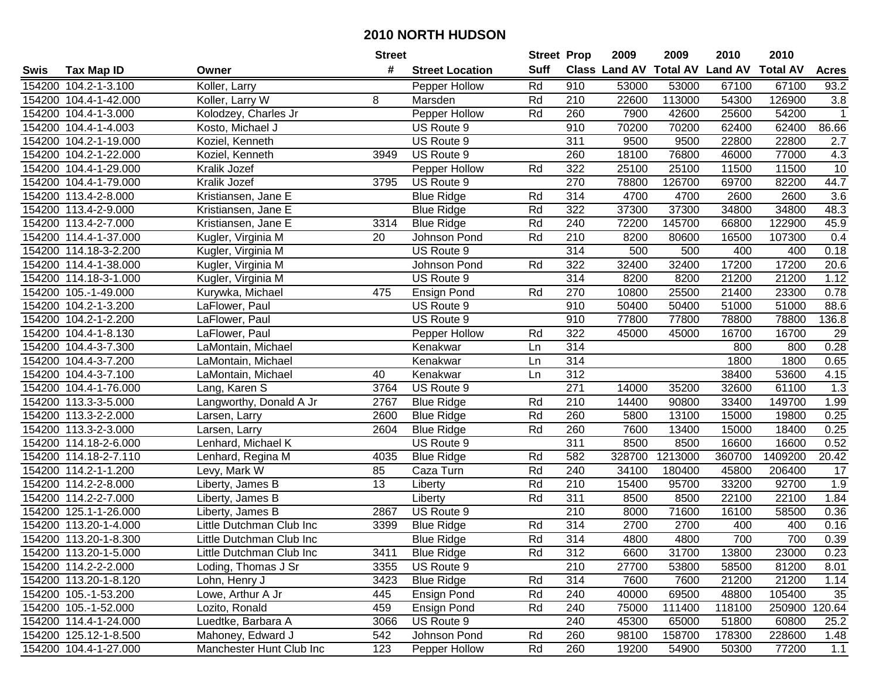# 2010 NORTH HUDSON

| Swis | Tax Map ID | Owner | Street # | Street Location | Street Suff | Prop Class | 2009 Land AV | 2009 Total AV | 2010 Land AV | 2010 Total AV | Acres |
|---|---|---|---|---|---|---|---|---|---|---|---|
| 154200 | 104.2-1-3.100 | Koller, Larry | | Pepper Hollow | Rd | 910 | 53000 | 53000 | 67100 | 67100 | 93.2 |
| 154200 | 104.4-1-42.000 | Koller, Larry W | 8 | Marsden | Rd | 210 | 22600 | 113000 | 54300 | 126900 | 3.8 |
| 154200 | 104.4-1-3.000 | Kolodzey, Charles Jr | | Pepper Hollow | Rd | 260 | 7900 | 42600 | 25600 | 54200 | 1 |
| 154200 | 104.4-1-4.003 | Kosto, Michael J | | US Route 9 | | 910 | 70200 | 70200 | 62400 | 62400 | 86.66 |
| 154200 | 104.2-1-19.000 | Koziel, Kenneth | | US Route 9 | | 311 | 9500 | 9500 | 22800 | 22800 | 2.7 |
| 154200 | 104.2-1-22.000 | Koziel, Kenneth | 3949 | US Route 9 | | 260 | 18100 | 76800 | 46000 | 77000 | 4.3 |
| 154200 | 104.4-1-29.000 | Kralik Jozef | | Pepper Hollow | Rd | 322 | 25100 | 25100 | 11500 | 11500 | 10 |
| 154200 | 104.4-1-79.000 | Kralik Jozef | 3795 | US Route 9 | | 270 | 78800 | 126700 | 69700 | 82200 | 44.7 |
| 154200 | 113.4-2-8.000 | Kristiansen, Jane E | | Blue Ridge | Rd | 314 | 4700 | 4700 | 2600 | 2600 | 3.6 |
| 154200 | 113.4-2-9.000 | Kristiansen, Jane E | | Blue Ridge | Rd | 322 | 37300 | 37300 | 34800 | 34800 | 48.3 |
| 154200 | 113.4-2-7.000 | Kristiansen, Jane E | 3314 | Blue Ridge | Rd | 240 | 72200 | 145700 | 66800 | 122900 | 45.9 |
| 154200 | 114.4-1-37.000 | Kugler, Virginia M | 20 | Johnson Pond | Rd | 210 | 8200 | 80600 | 16500 | 107300 | 0.4 |
| 154200 | 114.18-3-2.200 | Kugler, Virginia M | | US Route 9 | | 314 | 500 | 500 | 400 | 400 | 0.18 |
| 154200 | 114.4-1-38.000 | Kugler, Virginia M | | Johnson Pond | Rd | 322 | 32400 | 32400 | 17200 | 17200 | 20.6 |
| 154200 | 114.18-3-1.000 | Kugler, Virginia M | | US Route 9 | | 314 | 8200 | 8200 | 21200 | 21200 | 1.12 |
| 154200 | 105.-1-49.000 | Kurywka, Michael | 475 | Ensign Pond | Rd | 270 | 10800 | 25500 | 21400 | 23300 | 0.78 |
| 154200 | 104.2-1-3.200 | LaFlower, Paul | | US Route 9 | | 910 | 50400 | 50400 | 51000 | 51000 | 88.6 |
| 154200 | 104.2-1-2.200 | LaFlower, Paul | | US Route 9 | | 910 | 77800 | 77800 | 78800 | 78800 | 136.8 |
| 154200 | 104.4-1-8.130 | LaFlower, Paul | | Pepper Hollow | Rd | 322 | 45000 | 45000 | 16700 | 16700 | 29 |
| 154200 | 104.4-3-7.300 | LaMontain, Michael | | Kenakwar | Ln | 314 | | | 800 | 800 | 0.28 |
| 154200 | 104.4-3-7.200 | LaMontain, Michael | | Kenakwar | Ln | 314 | | | 1800 | 1800 | 0.65 |
| 154200 | 104.4-3-7.100 | LaMontain, Michael | 40 | Kenakwar | Ln | 312 | | | 38400 | 53600 | 4.15 |
| 154200 | 104.4-1-76.000 | Lang, Karen S | 3764 | US Route 9 | | 271 | 14000 | 35200 | 32600 | 61100 | 1.3 |
| 154200 | 113.3-3-5.000 | Langworthy, Donald A Jr | 2767 | Blue Ridge | Rd | 210 | 14400 | 90800 | 33400 | 149700 | 1.99 |
| 154200 | 113.3-2-2.000 | Larsen, Larry | 2600 | Blue Ridge | Rd | 260 | 5800 | 13100 | 15000 | 19800 | 0.25 |
| 154200 | 113.3-2-3.000 | Larsen, Larry | 2604 | Blue Ridge | Rd | 260 | 7600 | 13400 | 15000 | 18400 | 0.25 |
| 154200 | 114.18-2-6.000 | Lenhard, Michael K | | US Route 9 | | 311 | 8500 | 8500 | 16600 | 16600 | 0.52 |
| 154200 | 114.18-2-7.110 | Lenhard, Regina M | 4035 | Blue Ridge | Rd | 582 | 328700 | 1213000 | 360700 | 1409200 | 20.42 |
| 154200 | 114.2-1-1.200 | Levy, Mark W | 85 | Caza Turn | Rd | 240 | 34100 | 180400 | 45800 | 206400 | 17 |
| 154200 | 114.2-2-8.000 | Liberty, James B | 13 | Liberty | Rd | 210 | 15400 | 95700 | 33200 | 92700 | 1.9 |
| 154200 | 114.2-2-7.000 | Liberty, James B | | Liberty | Rd | 311 | 8500 | 8500 | 22100 | 22100 | 1.84 |
| 154200 | 125.1-1-26.000 | Liberty, James B | 2867 | US Route 9 | | 210 | 8000 | 71600 | 16100 | 58500 | 0.36 |
| 154200 | 113.20-1-4.000 | Little Dutchman Club Inc | 3399 | Blue Ridge | Rd | 314 | 2700 | 2700 | 400 | 400 | 0.16 |
| 154200 | 113.20-1-8.300 | Little Dutchman Club Inc | | Blue Ridge | Rd | 314 | 4800 | 4800 | 700 | 700 | 0.39 |
| 154200 | 113.20-1-5.000 | Little Dutchman Club Inc | 3411 | Blue Ridge | Rd | 312 | 6600 | 31700 | 13800 | 23000 | 0.23 |
| 154200 | 114.2-2-2.000 | Loding, Thomas J Sr | 3355 | US Route 9 | | 210 | 27700 | 53800 | 58500 | 81200 | 8.01 |
| 154200 | 113.20-1-8.120 | Lohn, Henry J | 3423 | Blue Ridge | Rd | 314 | 7600 | 7600 | 21200 | 21200 | 1.14 |
| 154200 | 105.-1-53.200 | Lowe, Arthur A Jr | 445 | Ensign Pond | Rd | 240 | 40000 | 69500 | 48800 | 105400 | 35 |
| 154200 | 105.-1-52.000 | Lozito, Ronald | 459 | Ensign Pond | Rd | 240 | 75000 | 111400 | 118100 | 250900 | 120.64 |
| 154200 | 114.4-1-24.000 | Luedtke, Barbara A | 3066 | US Route 9 | | 240 | 45300 | 65000 | 51800 | 60800 | 25.2 |
| 154200 | 125.12-1-8.500 | Mahoney, Edward J | 542 | Johnson Pond | Rd | 260 | 98100 | 158700 | 178300 | 228600 | 1.48 |
| 154200 | 104.4-1-27.000 | Manchester Hunt Club Inc | 123 | Pepper Hollow | Rd | 260 | 19200 | 54900 | 50300 | 77200 | 1.1 |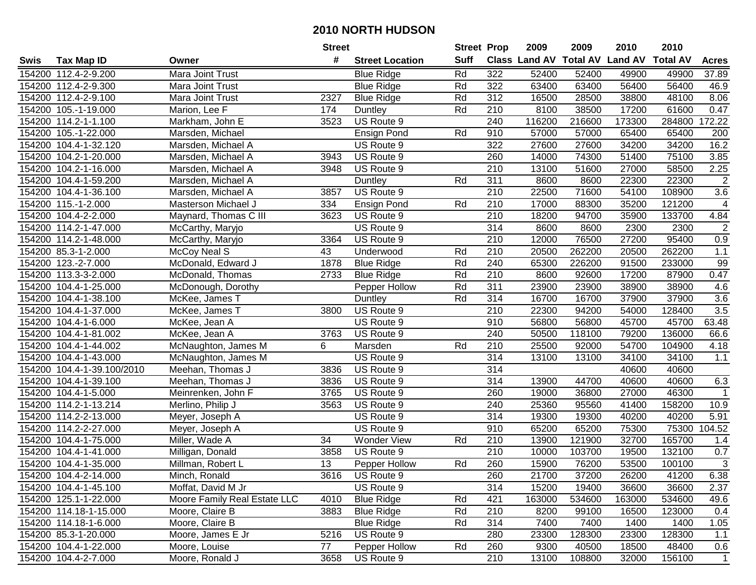# 2010 NORTH HUDSON

| Swis | Tax Map ID | Owner | Street # | Street Location | Street Suff | Prop Class | 2009 Land AV | 2009 Total AV | 2010 Land AV | 2010 Total AV | Acres |
|---|---|---|---|---|---|---|---|---|---|---|---|
| 154200 | 112.4-2-9.200 | Mara Joint Trust | | Blue Ridge | Rd | 322 | 52400 | 52400 | 49900 | 49900 | 37.89 |
| 154200 | 112.4-2-9.300 | Mara Joint Trust | | Blue Ridge | Rd | 322 | 63400 | 63400 | 56400 | 56400 | 46.9 |
| 154200 | 112.4-2-9.100 | Mara Joint Trust | 2327 | Blue Ridge | Rd | 312 | 16500 | 28500 | 38800 | 48100 | 8.06 |
| 154200 | 105.-1-19.000 | Marion, Lee F | 174 | Duntley | Rd | 210 | 8100 | 38500 | 17200 | 61600 | 0.47 |
| 154200 | 114.2-1-1.100 | Markham, John E | 3523 | US Route 9 | | 240 | 116200 | 216600 | 173300 | 284800 | 172.22 |
| 154200 | 105.-1-22.000 | Marsden, Michael | | Ensign Pond | Rd | 910 | 57000 | 57000 | 65400 | 65400 | 200 |
| 154200 | 104.4-1-32.120 | Marsden, Michael A | | US Route 9 | | 322 | 27600 | 27600 | 34200 | 34200 | 16.2 |
| 154200 | 104.2-1-20.000 | Marsden, Michael A | 3943 | US Route 9 | | 260 | 14000 | 74300 | 51400 | 75100 | 3.85 |
| 154200 | 104.2-1-16.000 | Marsden, Michael A | 3948 | US Route 9 | | 210 | 13100 | 51600 | 27000 | 58500 | 2.25 |
| 154200 | 104.4-1-59.200 | Marsden, Michael A | | Duntley | Rd | 311 | 8600 | 8600 | 22300 | 22300 | 2 |
| 154200 | 104.4-1-36.100 | Marsden, Michael A | 3857 | US Route 9 | | 210 | 22500 | 71600 | 54100 | 108900 | 3.6 |
| 154200 | 115.-1-2.000 | Masterson Michael J | 334 | Ensign Pond | Rd | 210 | 17000 | 88300 | 35200 | 121200 | 4 |
| 154200 | 104.4-2-2.000 | Maynard, Thomas C III | 3623 | US Route 9 | | 210 | 18200 | 94700 | 35900 | 133700 | 4.84 |
| 154200 | 114.2-1-47.000 | McCarthy, Maryjo | | US Route 9 | | 314 | 8600 | 8600 | 2300 | 2300 | 2 |
| 154200 | 114.2-1-48.000 | McCarthy, Maryjo | 3364 | US Route 9 | | 210 | 12000 | 76500 | 27200 | 95400 | 0.9 |
| 154200 | 85.3-1-2.000 | McCoy Neal S | 43 | Underwood | Rd | 210 | 20500 | 262200 | 20500 | 262200 | 1.1 |
| 154200 | 123.-2-7.000 | McDonald, Edward J | 1878 | Blue Ridge | Rd | 240 | 65300 | 226200 | 91500 | 233000 | 99 |
| 154200 | 113.3-3-2.000 | McDonald, Thomas | 2733 | Blue Ridge | Rd | 210 | 8600 | 92600 | 17200 | 87900 | 0.47 |
| 154200 | 104.4-1-25.000 | McDonough, Dorothy | | Pepper Hollow | Rd | 311 | 23900 | 23900 | 38900 | 38900 | 4.6 |
| 154200 | 104.4-1-38.100 | McKee, James T | | Duntley | Rd | 314 | 16700 | 16700 | 37900 | 37900 | 3.6 |
| 154200 | 104.4-1-37.000 | McKee, James T | 3800 | US Route 9 | | 210 | 22300 | 94200 | 54000 | 128400 | 3.5 |
| 154200 | 104.4-1-6.000 | McKee, Jean A | | US Route 9 | | 910 | 56800 | 56800 | 45700 | 45700 | 63.48 |
| 154200 | 104.4-1-81.002 | McKee, Jean A | 3763 | US Route 9 | | 240 | 50500 | 118100 | 79200 | 136000 | 66.6 |
| 154200 | 104.4-1-44.002 | McNaughton, James M | 6 | Marsden | Rd | 210 | 25500 | 92000 | 54700 | 104900 | 4.18 |
| 154200 | 104.4-1-43.000 | McNaughton, James M | | US Route 9 | | 314 | 13100 | 13100 | 34100 | 34100 | 1.1 |
| 154200 | 104.4-1-39.100/2010 | Meehan, Thomas J | 3836 | US Route 9 | | 314 | | | 40600 | 40600 | |
| 154200 | 104.4-1-39.100 | Meehan, Thomas J | 3836 | US Route 9 | | 314 | 13900 | 44700 | 40600 | 40600 | 6.3 |
| 154200 | 104.4-1-5.000 | Meinrenken, John F | 3765 | US Route 9 | | 260 | 19000 | 36800 | 27000 | 46300 | 1 |
| 154200 | 114.2-1-13.214 | Merlino, Philip J | 3563 | US Route 9 | | 240 | 25360 | 95560 | 41400 | 158200 | 10.9 |
| 154200 | 114.2-2-13.000 | Meyer, Joseph A | | US Route 9 | | 314 | 19300 | 19300 | 40200 | 40200 | 5.91 |
| 154200 | 114.2-2-27.000 | Meyer, Joseph A | | US Route 9 | | 910 | 65200 | 65200 | 75300 | 75300 | 104.52 |
| 154200 | 104.4-1-75.000 | Miller, Wade A | 34 | Wonder View | Rd | 210 | 13900 | 121900 | 32700 | 165700 | 1.4 |
| 154200 | 104.4-1-41.000 | Milligan, Donald | 3858 | US Route 9 | | 210 | 10000 | 103700 | 19500 | 132100 | 0.7 |
| 154200 | 104.4-1-35.000 | Millman, Robert L | 13 | Pepper Hollow | Rd | 260 | 15900 | 76200 | 53500 | 100100 | 3 |
| 154200 | 104.4-2-14.000 | Minch, Ronald | 3616 | US Route 9 | | 260 | 21700 | 37200 | 26200 | 41200 | 6.38 |
| 154200 | 104.4-1-45.100 | Moffat, David M Jr | | US Route 9 | | 314 | 15200 | 19400 | 36600 | 36600 | 2.37 |
| 154200 | 125.1-1-22.000 | Moore Family Real Estate LLC | 4010 | Blue Ridge | Rd | 421 | 163000 | 534600 | 163000 | 534600 | 49.6 |
| 154200 | 114.18-1-15.000 | Moore, Claire B | 3883 | Blue Ridge | Rd | 210 | 8200 | 99100 | 16500 | 123000 | 0.4 |
| 154200 | 114.18-1-6.000 | Moore, Claire B | | Blue Ridge | Rd | 314 | 7400 | 7400 | 1400 | 1400 | 1.05 |
| 154200 | 85.3-1-20.000 | Moore, James E Jr | 5216 | US Route 9 | | 280 | 23300 | 128300 | 23300 | 128300 | 1.1 |
| 154200 | 104.4-1-22.000 | Moore, Louise | 77 | Pepper Hollow | Rd | 260 | 9300 | 40500 | 18500 | 48400 | 0.6 |
| 154200 | 104.4-2-7.000 | Moore, Ronald J | 3658 | US Route 9 | | 210 | 13100 | 108800 | 32000 | 156100 | 1 |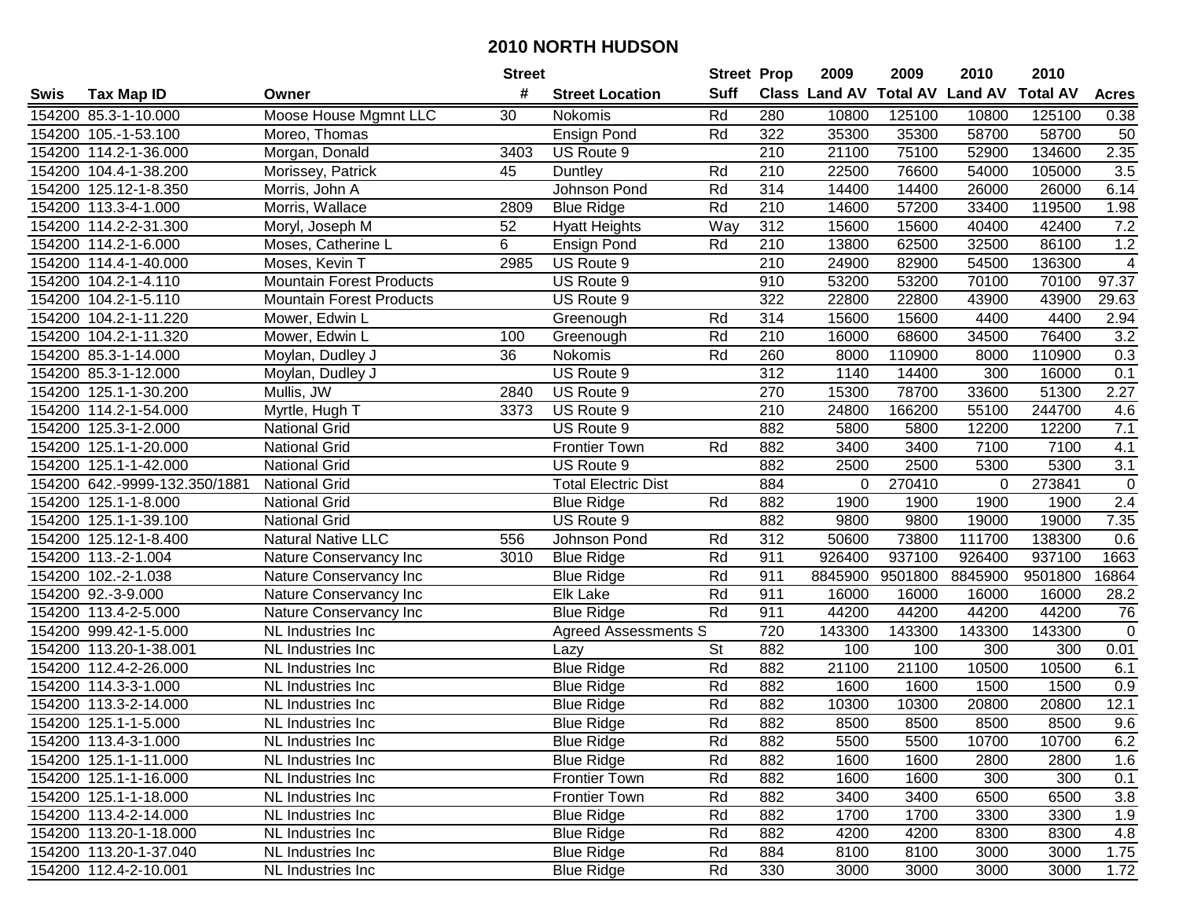# 2010 NORTH HUDSON

| Swis | Tax Map ID | Owner | Street # | Street Location | Street Suff | Prop Class | 2009 Land AV | 2009 Total AV | 2010 Land AV | 2010 Total AV | Acres |
|---|---|---|---|---|---|---|---|---|---|---|---|
| 154200 | 85.3-1-10.000 | Moose House Mgmnt LLC | 30 | Nokomis | Rd | 280 | 10800 | 125100 | 10800 | 125100 | 0.38 |
| 154200 | 105.-1-53.100 | Moreo, Thomas | | Ensign Pond | Rd | 322 | 35300 | 35300 | 58700 | 58700 | 50 |
| 154200 | 114.2-1-36.000 | Morgan, Donald | 3403 | US Route 9 | | 210 | 21100 | 75100 | 52900 | 134600 | 2.35 |
| 154200 | 104.4-1-38.200 | Morissey, Patrick | 45 | Duntley | Rd | 210 | 22500 | 76600 | 54000 | 105000 | 3.5 |
| 154200 | 125.12-1-8.350 | Morris, John A | | Johnson Pond | Rd | 314 | 14400 | 14400 | 26000 | 26000 | 6.14 |
| 154200 | 113.3-4-1.000 | Morris, Wallace | 2809 | Blue Ridge | Rd | 210 | 14600 | 57200 | 33400 | 119500 | 1.98 |
| 154200 | 114.2-2-31.300 | Moryl, Joseph M | 52 | Hyatt Heights | Way | 312 | 15600 | 15600 | 40400 | 42400 | 7.2 |
| 154200 | 114.2-1-6.000 | Moses, Catherine L | 6 | Ensign Pond | Rd | 210 | 13800 | 62500 | 32500 | 86100 | 1.2 |
| 154200 | 114.4-1-40.000 | Moses, Kevin T | 2985 | US Route 9 | | 210 | 24900 | 82900 | 54500 | 136300 | 4 |
| 154200 | 104.2-1-4.110 | Mountain Forest Products | | US Route 9 | | 910 | 53200 | 53200 | 70100 | 70100 | 97.37 |
| 154200 | 104.2-1-5.110 | Mountain Forest Products | | US Route 9 | | 322 | 22800 | 22800 | 43900 | 43900 | 29.63 |
| 154200 | 104.2-1-11.220 | Mower, Edwin L | | Greenough | Rd | 314 | 15600 | 15600 | 4400 | 4400 | 2.94 |
| 154200 | 104.2-1-11.320 | Mower, Edwin L | 100 | Greenough | Rd | 210 | 16000 | 68600 | 34500 | 76400 | 3.2 |
| 154200 | 85.3-1-14.000 | Moylan, Dudley J | 36 | Nokomis | Rd | 260 | 8000 | 110900 | 8000 | 110900 | 0.3 |
| 154200 | 85.3-1-12.000 | Moylan, Dudley J | | US Route 9 | | 312 | 1140 | 14400 | 300 | 16000 | 0.1 |
| 154200 | 125.1-1-30.200 | Mullis, JW | 2840 | US Route 9 | | 270 | 15300 | 78700 | 33600 | 51300 | 2.27 |
| 154200 | 114.2-1-54.000 | Myrtle, Hugh T | 3373 | US Route 9 | | 210 | 24800 | 166200 | 55100 | 244700 | 4.6 |
| 154200 | 125.3-1-2.000 | National Grid | | US Route 9 | | 882 | 5800 | 5800 | 12200 | 12200 | 7.1 |
| 154200 | 125.1-1-20.000 | National Grid | | Frontier Town | Rd | 882 | 3400 | 3400 | 7100 | 7100 | 4.1 |
| 154200 | 125.1-1-42.000 | National Grid | | US Route 9 | | 882 | 2500 | 2500 | 5300 | 5300 | 3.1 |
| 154200 | 642.-9999-132.350/1881 | National Grid | | Total Electric Dist | | 884 | 0 | 270410 | 0 | 273841 | 0 |
| 154200 | 125.1-1-8.000 | National Grid | | Blue Ridge | Rd | 882 | 1900 | 1900 | 1900 | 1900 | 2.4 |
| 154200 | 125.1-1-39.100 | National Grid | | US Route 9 | | 882 | 9800 | 9800 | 19000 | 19000 | 7.35 |
| 154200 | 125.12-1-8.400 | Natural Native LLC | 556 | Johnson Pond | Rd | 312 | 50600 | 73800 | 111700 | 138300 | 0.6 |
| 154200 | 113.-2-1.004 | Nature Conservancy Inc | 3010 | Blue Ridge | Rd | 911 | 926400 | 937100 | 926400 | 937100 | 1663 |
| 154200 | 102.-2-1.038 | Nature Conservancy Inc | | Blue Ridge | Rd | 911 | 8845900 | 9501800 | 8845900 | 9501800 | 16864 |
| 154200 | 92.-3-9.000 | Nature Conservancy Inc | | Elk Lake | Rd | 911 | 16000 | 16000 | 16000 | 16000 | 28.2 |
| 154200 | 113.4-2-5.000 | Nature Conservancy Inc | | Blue Ridge | Rd | 911 | 44200 | 44200 | 44200 | 44200 | 76 |
| 154200 | 999.42-1-5.000 | NL Industries Inc | | Agreed Assessments S | | 720 | 143300 | 143300 | 143300 | 143300 | 0 |
| 154200 | 113.20-1-38.001 | NL Industries Inc | | Lazy | St | 882 | 100 | 100 | 300 | 300 | 0.01 |
| 154200 | 112.4-2-26.000 | NL Industries Inc | | Blue Ridge | Rd | 882 | 21100 | 21100 | 10500 | 10500 | 6.1 |
| 154200 | 114.3-3-1.000 | NL Industries Inc | | Blue Ridge | Rd | 882 | 1600 | 1600 | 1500 | 1500 | 0.9 |
| 154200 | 113.3-2-14.000 | NL Industries Inc | | Blue Ridge | Rd | 882 | 10300 | 10300 | 20800 | 20800 | 12.1 |
| 154200 | 125.1-1-5.000 | NL Industries Inc | | Blue Ridge | Rd | 882 | 8500 | 8500 | 8500 | 8500 | 9.6 |
| 154200 | 113.4-3-1.000 | NL Industries Inc | | Blue Ridge | Rd | 882 | 5500 | 5500 | 10700 | 10700 | 6.2 |
| 154200 | 125.1-1-11.000 | NL Industries Inc | | Blue Ridge | Rd | 882 | 1600 | 1600 | 2800 | 2800 | 1.6 |
| 154200 | 125.1-1-16.000 | NL Industries Inc | | Frontier Town | Rd | 882 | 1600 | 1600 | 300 | 300 | 0.1 |
| 154200 | 125.1-1-18.000 | NL Industries Inc | | Frontier Town | Rd | 882 | 3400 | 3400 | 6500 | 6500 | 3.8 |
| 154200 | 113.4-2-14.000 | NL Industries Inc | | Blue Ridge | Rd | 882 | 1700 | 1700 | 3300 | 3300 | 1.9 |
| 154200 | 113.20-1-18.000 | NL Industries Inc | | Blue Ridge | Rd | 882 | 4200 | 4200 | 8300 | 8300 | 4.8 |
| 154200 | 113.20-1-37.040 | NL Industries Inc | | Blue Ridge | Rd | 884 | 8100 | 8100 | 3000 | 3000 | 1.75 |
| 154200 | 112.4-2-10.001 | NL Industries Inc | | Blue Ridge | Rd | 330 | 3000 | 3000 | 3000 | 3000 | 1.72 |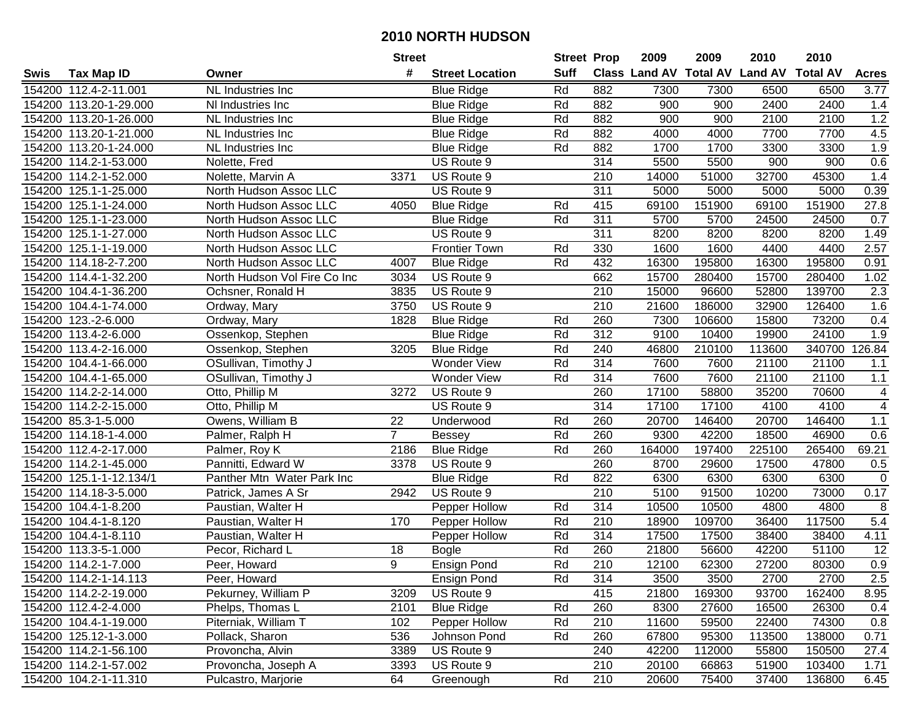# 2010 NORTH HUDSON

| Swis | Tax Map ID | Owner | Street # | Street Location | Street Suff | Prop Class | 2009 Land AV | 2009 Total AV | 2010 Land AV | 2010 Total AV | Acres |
|---|---|---|---|---|---|---|---|---|---|---|---|
| 154200 | 112.4-2-11.001 | NL Industries Inc | | Blue Ridge | Rd | 882 | 7300 | 7300 | 6500 | 6500 | 3.77 |
| 154200 | 113.20-1-29.000 | Nl Industries Inc | | Blue Ridge | Rd | 882 | 900 | 900 | 2400 | 2400 | 1.4 |
| 154200 | 113.20-1-26.000 | NL Industries Inc | | Blue Ridge | Rd | 882 | 900 | 900 | 2100 | 2100 | 1.2 |
| 154200 | 113.20-1-21.000 | NL Industries Inc | | Blue Ridge | Rd | 882 | 4000 | 4000 | 7700 | 7700 | 4.5 |
| 154200 | 113.20-1-24.000 | NL Industries Inc | | Blue Ridge | Rd | 882 | 1700 | 1700 | 3300 | 3300 | 1.9 |
| 154200 | 114.2-1-53.000 | Nolette, Fred | | US Route 9 | | 314 | 5500 | 5500 | 900 | 900 | 0.6 |
| 154200 | 114.2-1-52.000 | Nolette, Marvin A | 3371 | US Route 9 | | 210 | 14000 | 51000 | 32700 | 45300 | 1.4 |
| 154200 | 125.1-1-25.000 | North Hudson Assoc LLC | | US Route 9 | | 311 | 5000 | 5000 | 5000 | 5000 | 0.39 |
| 154200 | 125.1-1-24.000 | North Hudson Assoc LLC | 4050 | Blue Ridge | Rd | 415 | 69100 | 151900 | 69100 | 151900 | 27.8 |
| 154200 | 125.1-1-23.000 | North Hudson Assoc LLC | | Blue Ridge | Rd | 311 | 5700 | 5700 | 24500 | 24500 | 0.7 |
| 154200 | 125.1-1-27.000 | North Hudson Assoc LLC | | US Route 9 | | 311 | 8200 | 8200 | 8200 | 8200 | 1.49 |
| 154200 | 125.1-1-19.000 | North Hudson Assoc LLC | | Frontier Town | Rd | 330 | 1600 | 1600 | 4400 | 4400 | 2.57 |
| 154200 | 114.18-2-7.200 | North Hudson Assoc LLC | 4007 | Blue Ridge | Rd | 432 | 16300 | 195800 | 16300 | 195800 | 0.91 |
| 154200 | 114.4-1-32.200 | North Hudson Vol Fire Co Inc | 3034 | US Route 9 | | 662 | 15700 | 280400 | 15700 | 280400 | 1.02 |
| 154200 | 104.4-1-36.200 | Ochsner, Ronald H | 3835 | US Route 9 | | 210 | 15000 | 96600 | 52800 | 139700 | 2.3 |
| 154200 | 104.4-1-74.000 | Ordway, Mary | 3750 | US Route 9 | | 210 | 21600 | 186000 | 32900 | 126400 | 1.6 |
| 154200 | 123.-2-6.000 | Ordway, Mary | 1828 | Blue Ridge | Rd | 260 | 7300 | 106600 | 15800 | 73200 | 0.4 |
| 154200 | 113.4-2-6.000 | Ossenkop, Stephen | | Blue Ridge | Rd | 312 | 9100 | 10400 | 19900 | 24100 | 1.9 |
| 154200 | 113.4-2-16.000 | Ossenkop, Stephen | 3205 | Blue Ridge | Rd | 240 | 46800 | 210100 | 113600 | 340700 | 126.84 |
| 154200 | 104.4-1-66.000 | OSullivan, Timothy J | | Wonder View | Rd | 314 | 7600 | 7600 | 21100 | 21100 | 1.1 |
| 154200 | 104.4-1-65.000 | OSullivan, Timothy J | | Wonder View | Rd | 314 | 7600 | 7600 | 21100 | 21100 | 1.1 |
| 154200 | 114.2-2-14.000 | Otto, Phillip M | 3272 | US Route 9 | | 260 | 17100 | 58800 | 35200 | 70600 | 4 |
| 154200 | 114.2-2-15.000 | Otto, Phillip M | | US Route 9 | | 314 | 17100 | 17100 | 4100 | 4100 | 4 |
| 154200 | 85.3-1-5.000 | Owens, William B | 22 | Underwood | Rd | 260 | 20700 | 146400 | 20700 | 146400 | 1.1 |
| 154200 | 114.18-1-4.000 | Palmer, Ralph H | 7 | Bessey | Rd | 260 | 9300 | 42200 | 18500 | 46900 | 0.6 |
| 154200 | 112.4-2-17.000 | Palmer, Roy K | 2186 | Blue Ridge | Rd | 260 | 164000 | 197400 | 225100 | 265400 | 69.21 |
| 154200 | 114.2-1-45.000 | Pannitti, Edward W | 3378 | US Route 9 | | 260 | 8700 | 29600 | 17500 | 47800 | 0.5 |
| 154200 | 125.1-1-12.134/1 | Panther Mtn Water Park Inc | | Blue Ridge | Rd | 822 | 6300 | 6300 | 6300 | 6300 | 0 |
| 154200 | 114.18-3-5.000 | Patrick, James A Sr | 2942 | US Route 9 | | 210 | 5100 | 91500 | 10200 | 73000 | 0.17 |
| 154200 | 104.4-1-8.200 | Paustian, Walter H | | Pepper Hollow | Rd | 314 | 10500 | 10500 | 4800 | 4800 | 8 |
| 154200 | 104.4-1-8.120 | Paustian, Walter H | 170 | Pepper Hollow | Rd | 210 | 18900 | 109700 | 36400 | 117500 | 5.4 |
| 154200 | 104.4-1-8.110 | Paustian, Walter H | | Pepper Hollow | Rd | 314 | 17500 | 17500 | 38400 | 38400 | 4.11 |
| 154200 | 113.3-5-1.000 | Pecor, Richard L | 18 | Bogle | Rd | 260 | 21800 | 56600 | 42200 | 51100 | 12 |
| 154200 | 114.2-1-7.000 | Peer, Howard | 9 | Ensign Pond | Rd | 210 | 12100 | 62300 | 27200 | 80300 | 0.9 |
| 154200 | 114.2-1-14.113 | Peer, Howard | | Ensign Pond | Rd | 314 | 3500 | 3500 | 2700 | 2700 | 2.5 |
| 154200 | 114.2-2-19.000 | Pekurney, William P | 3209 | US Route 9 | | 415 | 21800 | 169300 | 93700 | 162400 | 8.95 |
| 154200 | 112.4-2-4.000 | Phelps, Thomas L | 2101 | Blue Ridge | Rd | 260 | 8300 | 27600 | 16500 | 26300 | 0.4 |
| 154200 | 104.4-1-19.000 | Piterniak, William T | 102 | Pepper Hollow | Rd | 210 | 11600 | 59500 | 22400 | 74300 | 0.8 |
| 154200 | 125.12-1-3.000 | Pollack, Sharon | 536 | Johnson Pond | Rd | 260 | 67800 | 95300 | 113500 | 138000 | 0.71 |
| 154200 | 114.2-1-56.100 | Provoncha, Alvin | 3389 | US Route 9 | | 240 | 42200 | 112000 | 55800 | 150500 | 27.4 |
| 154200 | 114.2-1-57.002 | Provoncha, Joseph A | 3393 | US Route 9 | | 210 | 20100 | 66863 | 51900 | 103400 | 1.71 |
| 154200 | 104.2-1-11.310 | Pulcastro, Marjorie | 64 | Greenough | Rd | 210 | 20600 | 75400 | 37400 | 136800 | 6.45 |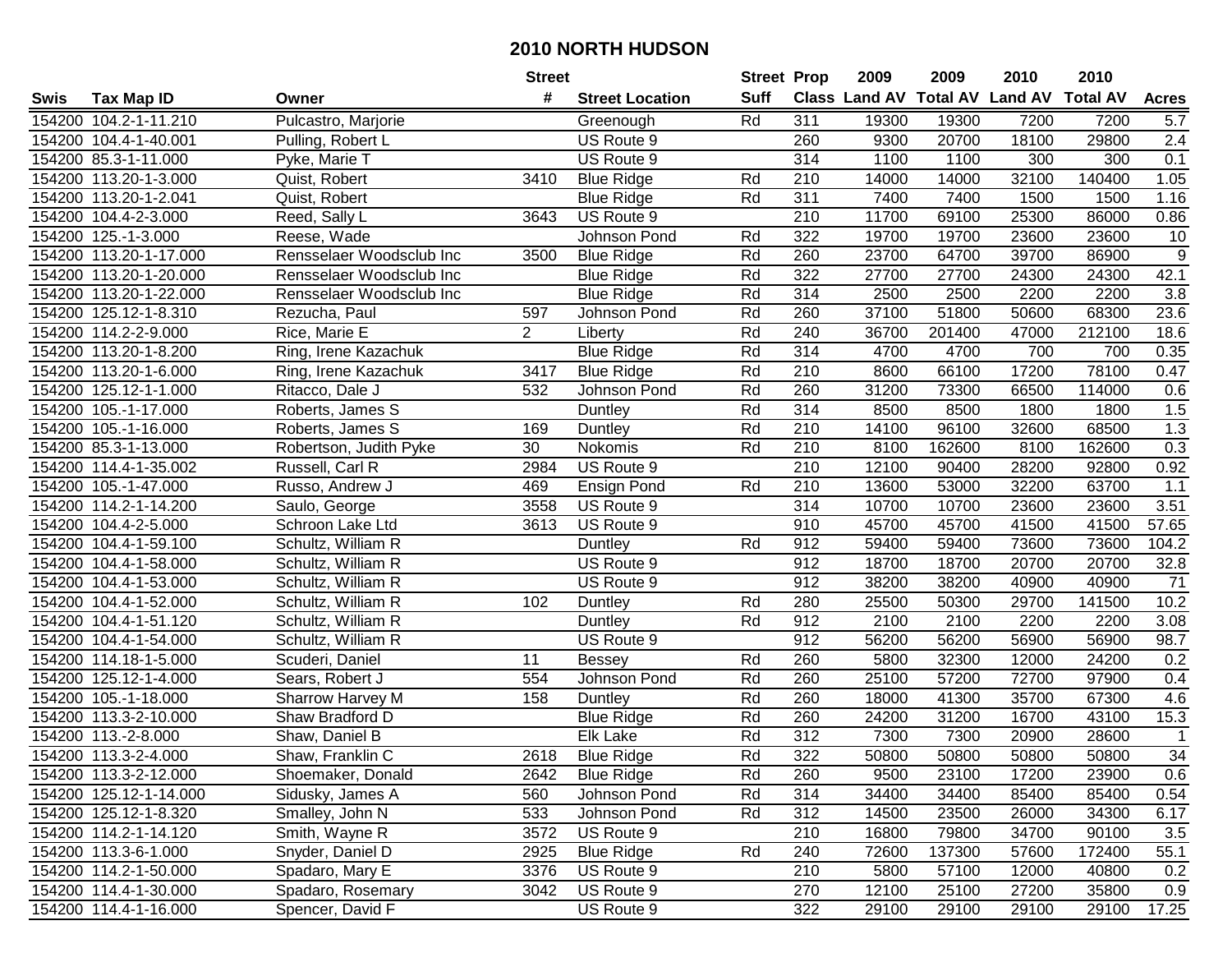# 2010 NORTH HUDSON

| Swis | Tax Map ID | Owner | Street # | Street Location | Street Suff | Prop Class | 2009 Land AV | 2009 Total AV | 2010 Land AV | 2010 Total AV | Acres |
|---|---|---|---|---|---|---|---|---|---|---|---|
| 154200 | 104.2-1-11.210 | Pulcastro, Marjorie | | Greenough | Rd | 311 | 19300 | 19300 | 7200 | 7200 | 5.7 |
| 154200 | 104.4-1-40.001 | Pulling, Robert L | | US Route 9 | | 260 | 9300 | 20700 | 18100 | 29800 | 2.4 |
| 154200 | 85.3-1-11.000 | Pyke, Marie T | | US Route 9 | | 314 | 1100 | 1100 | 300 | 300 | 0.1 |
| 154200 | 113.20-1-3.000 | Quist, Robert | 3410 | Blue Ridge | Rd | 210 | 14000 | 14000 | 32100 | 140400 | 1.05 |
| 154200 | 113.20-1-2.041 | Quist, Robert | | Blue Ridge | Rd | 311 | 7400 | 7400 | 1500 | 1500 | 1.16 |
| 154200 | 104.4-2-3.000 | Reed, Sally L | 3643 | US Route 9 | | 210 | 11700 | 69100 | 25300 | 86000 | 0.86 |
| 154200 | 125.-1-3.000 | Reese, Wade | | Johnson Pond | Rd | 322 | 19700 | 19700 | 23600 | 23600 | 10 |
| 154200 | 113.20-1-17.000 | Rensselaer Woodsclub Inc | 3500 | Blue Ridge | Rd | 260 | 23700 | 64700 | 39700 | 86900 | 9 |
| 154200 | 113.20-1-20.000 | Rensselaer Woodsclub Inc | | Blue Ridge | Rd | 322 | 27700 | 27700 | 24300 | 24300 | 42.1 |
| 154200 | 113.20-1-22.000 | Rensselaer Woodsclub Inc | | Blue Ridge | Rd | 314 | 2500 | 2500 | 2200 | 2200 | 3.8 |
| 154200 | 125.12-1-8.310 | Rezucha, Paul | 597 | Johnson Pond | Rd | 260 | 37100 | 51800 | 50600 | 68300 | 23.6 |
| 154200 | 114.2-2-9.000 | Rice, Marie E | 2 | Liberty | Rd | 240 | 36700 | 201400 | 47000 | 212100 | 18.6 |
| 154200 | 113.20-1-8.200 | Ring, Irene Kazachuk | | Blue Ridge | Rd | 314 | 4700 | 4700 | 700 | 700 | 0.35 |
| 154200 | 113.20-1-6.000 | Ring, Irene Kazachuk | 3417 | Blue Ridge | Rd | 210 | 8600 | 66100 | 17200 | 78100 | 0.47 |
| 154200 | 125.12-1-1.000 | Ritacco, Dale J | 532 | Johnson Pond | Rd | 260 | 31200 | 73300 | 66500 | 114000 | 0.6 |
| 154200 | 105.-1-17.000 | Roberts, James S | | Duntley | Rd | 314 | 8500 | 8500 | 1800 | 1800 | 1.5 |
| 154200 | 105.-1-16.000 | Roberts, James S | 169 | Duntley | Rd | 210 | 14100 | 96100 | 32600 | 68500 | 1.3 |
| 154200 | 85.3-1-13.000 | Robertson, Judith Pyke | 30 | Nokomis | Rd | 210 | 8100 | 162600 | 8100 | 162600 | 0.3 |
| 154200 | 114.4-1-35.002 | Russell, Carl R | 2984 | US Route 9 | | 210 | 12100 | 90400 | 28200 | 92800 | 0.92 |
| 154200 | 105.-1-47.000 | Russo, Andrew J | 469 | Ensign Pond | Rd | 210 | 13600 | 53000 | 32200 | 63700 | 1.1 |
| 154200 | 114.2-1-14.200 | Saulo, George | 3558 | US Route 9 | | 314 | 10700 | 10700 | 23600 | 23600 | 3.51 |
| 154200 | 104.4-2-5.000 | Schroon Lake Ltd | 3613 | US Route 9 | | 910 | 45700 | 45700 | 41500 | 41500 | 57.65 |
| 154200 | 104.4-1-59.100 | Schultz, William R | | Duntley | Rd | 912 | 59400 | 59400 | 73600 | 73600 | 104.2 |
| 154200 | 104.4-1-58.000 | Schultz, William R | | US Route 9 | | 912 | 18700 | 18700 | 20700 | 20700 | 32.8 |
| 154200 | 104.4-1-53.000 | Schultz, William R | | US Route 9 | | 912 | 38200 | 38200 | 40900 | 40900 | 71 |
| 154200 | 104.4-1-52.000 | Schultz, William R | 102 | Duntley | Rd | 280 | 25500 | 50300 | 29700 | 141500 | 10.2 |
| 154200 | 104.4-1-51.120 | Schultz, William R | | Duntley | Rd | 912 | 2100 | 2100 | 2200 | 2200 | 3.08 |
| 154200 | 104.4-1-54.000 | Schultz, William R | | US Route 9 | | 912 | 56200 | 56200 | 56900 | 56900 | 98.7 |
| 154200 | 114.18-1-5.000 | Scuderi, Daniel | 11 | Bessey | Rd | 260 | 5800 | 32300 | 12000 | 24200 | 0.2 |
| 154200 | 125.12-1-4.000 | Sears, Robert J | 554 | Johnson Pond | Rd | 260 | 25100 | 57200 | 72700 | 97900 | 0.4 |
| 154200 | 105.-1-18.000 | Sharrow Harvey M | 158 | Duntley | Rd | 260 | 18000 | 41300 | 35700 | 67300 | 4.6 |
| 154200 | 113.3-2-10.000 | Shaw Bradford D | | Blue Ridge | Rd | 260 | 24200 | 31200 | 16700 | 43100 | 15.3 |
| 154200 | 113.-2-8.000 | Shaw, Daniel B | | Elk Lake | Rd | 312 | 7300 | 7300 | 20900 | 28600 | 1 |
| 154200 | 113.3-2-4.000 | Shaw, Franklin C | 2618 | Blue Ridge | Rd | 322 | 50800 | 50800 | 50800 | 50800 | 34 |
| 154200 | 113.3-2-12.000 | Shoemaker, Donald | 2642 | Blue Ridge | Rd | 260 | 9500 | 23100 | 17200 | 23900 | 0.6 |
| 154200 | 125.12-1-14.000 | Sidusky, James A | 560 | Johnson Pond | Rd | 314 | 34400 | 34400 | 85400 | 85400 | 0.54 |
| 154200 | 125.12-1-8.320 | Smalley, John N | 533 | Johnson Pond | Rd | 312 | 14500 | 23500 | 26000 | 34300 | 6.17 |
| 154200 | 114.2-1-14.120 | Smith, Wayne R | 3572 | US Route 9 | | 210 | 16800 | 79800 | 34700 | 90100 | 3.5 |
| 154200 | 113.3-6-1.000 | Snyder, Daniel D | 2925 | Blue Ridge | Rd | 240 | 72600 | 137300 | 57600 | 172400 | 55.1 |
| 154200 | 114.2-1-50.000 | Spadaro, Mary E | 3376 | US Route 9 | | 210 | 5800 | 57100 | 12000 | 40800 | 0.2 |
| 154200 | 114.4-1-30.000 | Spadaro, Rosemary | 3042 | US Route 9 | | 270 | 12100 | 25100 | 27200 | 35800 | 0.9 |
| 154200 | 114.4-1-16.000 | Spencer, David F | | US Route 9 | | 322 | 29100 | 29100 | 29100 | 29100 | 17.25 |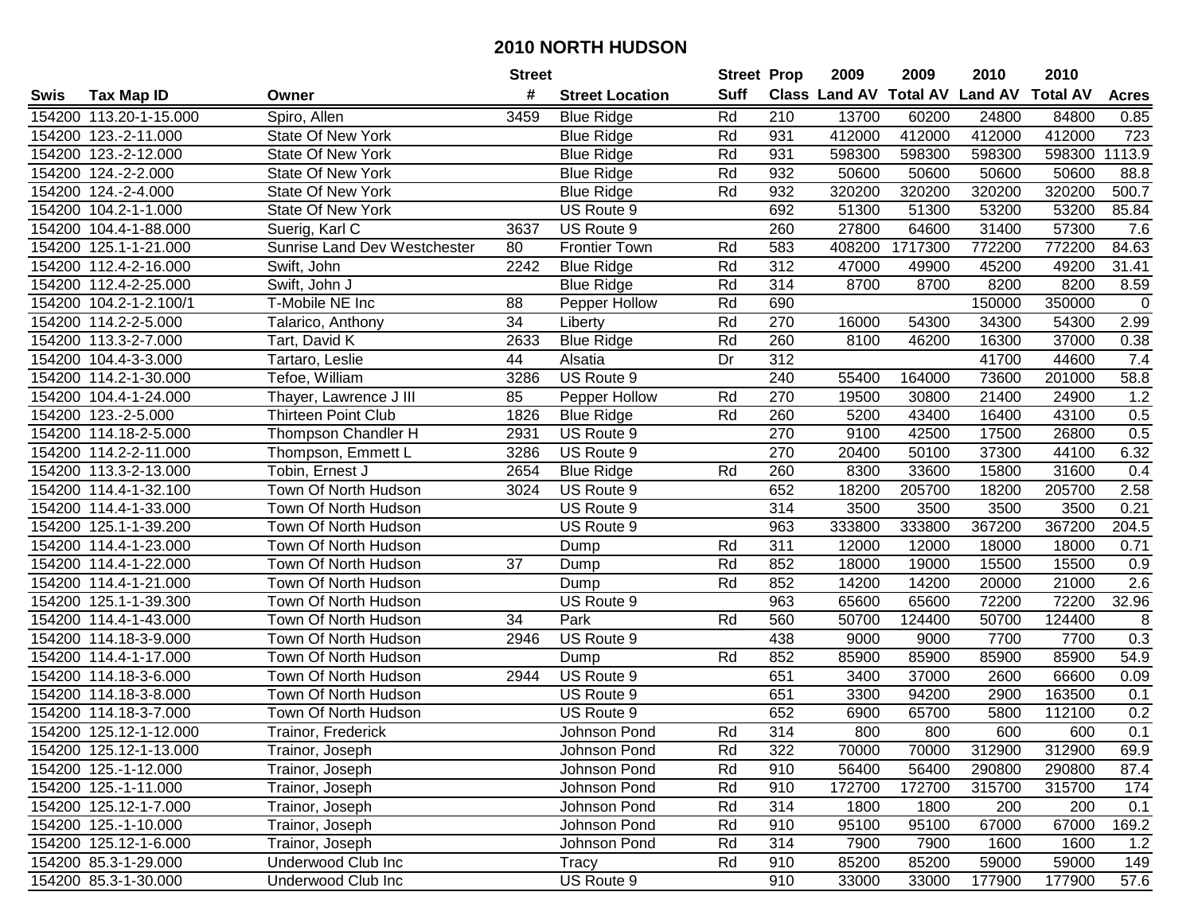# 2010 NORTH HUDSON

| Swis | Tax Map ID | Owner | Street # | Street Location | Street Suff | Prop Class | 2009 Land AV | 2009 Total AV | 2010 Land AV | 2010 Total AV | Acres |
|---|---|---|---|---|---|---|---|---|---|---|---|
| 154200 | 113.20-1-15.000 | Spiro, Allen | 3459 | Blue Ridge | Rd | 210 | 13700 | 60200 | 24800 | 84800 | 0.85 |
| 154200 | 123.-2-11.000 | State Of New York | | Blue Ridge | Rd | 931 | 412000 | 412000 | 412000 | 412000 | 723 |
| 154200 | 123.-2-12.000 | State Of New York | | Blue Ridge | Rd | 931 | 598300 | 598300 | 598300 | 598300 | 1113.9 |
| 154200 | 124.-2-2.000 | State Of New York | | Blue Ridge | Rd | 932 | 50600 | 50600 | 50600 | 50600 | 88.8 |
| 154200 | 124.-2-4.000 | State Of New York | | Blue Ridge | Rd | 932 | 320200 | 320200 | 320200 | 320200 | 500.7 |
| 154200 | 104.2-1-1.000 | State Of New York | | US Route 9 | | 692 | 51300 | 51300 | 53200 | 53200 | 85.84 |
| 154200 | 104.4-1-88.000 | Suerig, Karl C | 3637 | US Route 9 | | 260 | 27800 | 64600 | 31400 | 57300 | 7.6 |
| 154200 | 125.1-1-21.000 | Sunrise Land Dev Westchester | 80 | Frontier Town | Rd | 583 | 408200 | 1717300 | 772200 | 772200 | 84.63 |
| 154200 | 112.4-2-16.000 | Swift, John | 2242 | Blue Ridge | Rd | 312 | 47000 | 49900 | 45200 | 49200 | 31.41 |
| 154200 | 112.4-2-25.000 | Swift, John J | | Blue Ridge | Rd | 314 | 8700 | 8700 | 8200 | 8200 | 8.59 |
| 154200 | 104.2-1-2.100/1 | T-Mobile NE Inc | 88 | Pepper Hollow | Rd | 690 | | | 150000 | 350000 | 0 |
| 154200 | 114.2-2-5.000 | Talarico, Anthony | 34 | Liberty | Rd | 270 | 16000 | 54300 | 34300 | 54300 | 2.99 |
| 154200 | 113.3-2-7.000 | Tart, David K | 2633 | Blue Ridge | Rd | 260 | 8100 | 46200 | 16300 | 37000 | 0.38 |
| 154200 | 104.4-3-3.000 | Tartaro, Leslie | 44 | Alsatia | Dr | 312 | | | 41700 | 44600 | 7.4 |
| 154200 | 114.2-1-30.000 | Tefoe, William | 3286 | US Route 9 | | 240 | 55400 | 164000 | 73600 | 201000 | 58.8 |
| 154200 | 104.4-1-24.000 | Thayer, Lawrence J III | 85 | Pepper Hollow | Rd | 270 | 19500 | 30800 | 21400 | 24900 | 1.2 |
| 154200 | 123.-2-5.000 | Thirteen Point Club | 1826 | Blue Ridge | Rd | 260 | 5200 | 43400 | 16400 | 43100 | 0.5 |
| 154200 | 114.18-2-5.000 | Thompson Chandler H | 2931 | US Route 9 | | 270 | 9100 | 42500 | 17500 | 26800 | 0.5 |
| 154200 | 114.2-2-11.000 | Thompson, Emmett L | 3286 | US Route 9 | | 270 | 20400 | 50100 | 37300 | 44100 | 6.32 |
| 154200 | 113.3-2-13.000 | Tobin, Ernest J | 2654 | Blue Ridge | Rd | 260 | 8300 | 33600 | 15800 | 31600 | 0.4 |
| 154200 | 114.4-1-32.100 | Town Of North Hudson | 3024 | US Route 9 | | 652 | 18200 | 205700 | 18200 | 205700 | 2.58 |
| 154200 | 114.4-1-33.000 | Town Of North Hudson | | US Route 9 | | 314 | 3500 | 3500 | 3500 | 3500 | 0.21 |
| 154200 | 125.1-1-39.200 | Town Of North Hudson | | US Route 9 | | 963 | 333800 | 333800 | 367200 | 367200 | 204.5 |
| 154200 | 114.4-1-23.000 | Town Of North Hudson | | Dump | Rd | 311 | 12000 | 12000 | 18000 | 18000 | 0.71 |
| 154200 | 114.4-1-22.000 | Town Of North Hudson | 37 | Dump | Rd | 852 | 18000 | 19000 | 15500 | 15500 | 0.9 |
| 154200 | 114.4-1-21.000 | Town Of North Hudson | | Dump | Rd | 852 | 14200 | 14200 | 20000 | 21000 | 2.6 |
| 154200 | 125.1-1-39.300 | Town Of North Hudson | | US Route 9 | | 963 | 65600 | 65600 | 72200 | 72200 | 32.96 |
| 154200 | 114.4-1-43.000 | Town Of North Hudson | 34 | Park | Rd | 560 | 50700 | 124400 | 50700 | 124400 | 8 |
| 154200 | 114.18-3-9.000 | Town Of North Hudson | 2946 | US Route 9 | | 438 | 9000 | 9000 | 7700 | 7700 | 0.3 |
| 154200 | 114.4-1-17.000 | Town Of North Hudson | | Dump | Rd | 852 | 85900 | 85900 | 85900 | 85900 | 54.9 |
| 154200 | 114.18-3-6.000 | Town Of North Hudson | 2944 | US Route 9 | | 651 | 3400 | 37000 | 2600 | 66600 | 0.09 |
| 154200 | 114.18-3-8.000 | Town Of North Hudson | | US Route 9 | | 651 | 3300 | 94200 | 2900 | 163500 | 0.1 |
| 154200 | 114.18-3-7.000 | Town Of North Hudson | | US Route 9 | | 652 | 6900 | 65700 | 5800 | 112100 | 0.2 |
| 154200 | 125.12-1-12.000 | Trainor, Frederick | | Johnson Pond | Rd | 314 | 800 | 800 | 600 | 600 | 0.1 |
| 154200 | 125.12-1-13.000 | Trainor, Joseph | | Johnson Pond | Rd | 322 | 70000 | 70000 | 312900 | 312900 | 69.9 |
| 154200 | 125.-1-12.000 | Trainor, Joseph | | Johnson Pond | Rd | 910 | 56400 | 56400 | 290800 | 290800 | 87.4 |
| 154200 | 125.-1-11.000 | Trainor, Joseph | | Johnson Pond | Rd | 910 | 172700 | 172700 | 315700 | 315700 | 174 |
| 154200 | 125.12-1-7.000 | Trainor, Joseph | | Johnson Pond | Rd | 314 | 1800 | 1800 | 200 | 200 | 0.1 |
| 154200 | 125.-1-10.000 | Trainor, Joseph | | Johnson Pond | Rd | 910 | 95100 | 95100 | 67000 | 67000 | 169.2 |
| 154200 | 125.12-1-6.000 | Trainor, Joseph | | Johnson Pond | Rd | 314 | 7900 | 7900 | 1600 | 1600 | 1.2 |
| 154200 | 85.3-1-29.000 | Underwood Club Inc | | Tracy | Rd | 910 | 85200 | 85200 | 59000 | 59000 | 149 |
| 154200 | 85.3-1-30.000 | Underwood Club Inc | | US Route 9 | | 910 | 33000 | 33000 | 177900 | 177900 | 57.6 |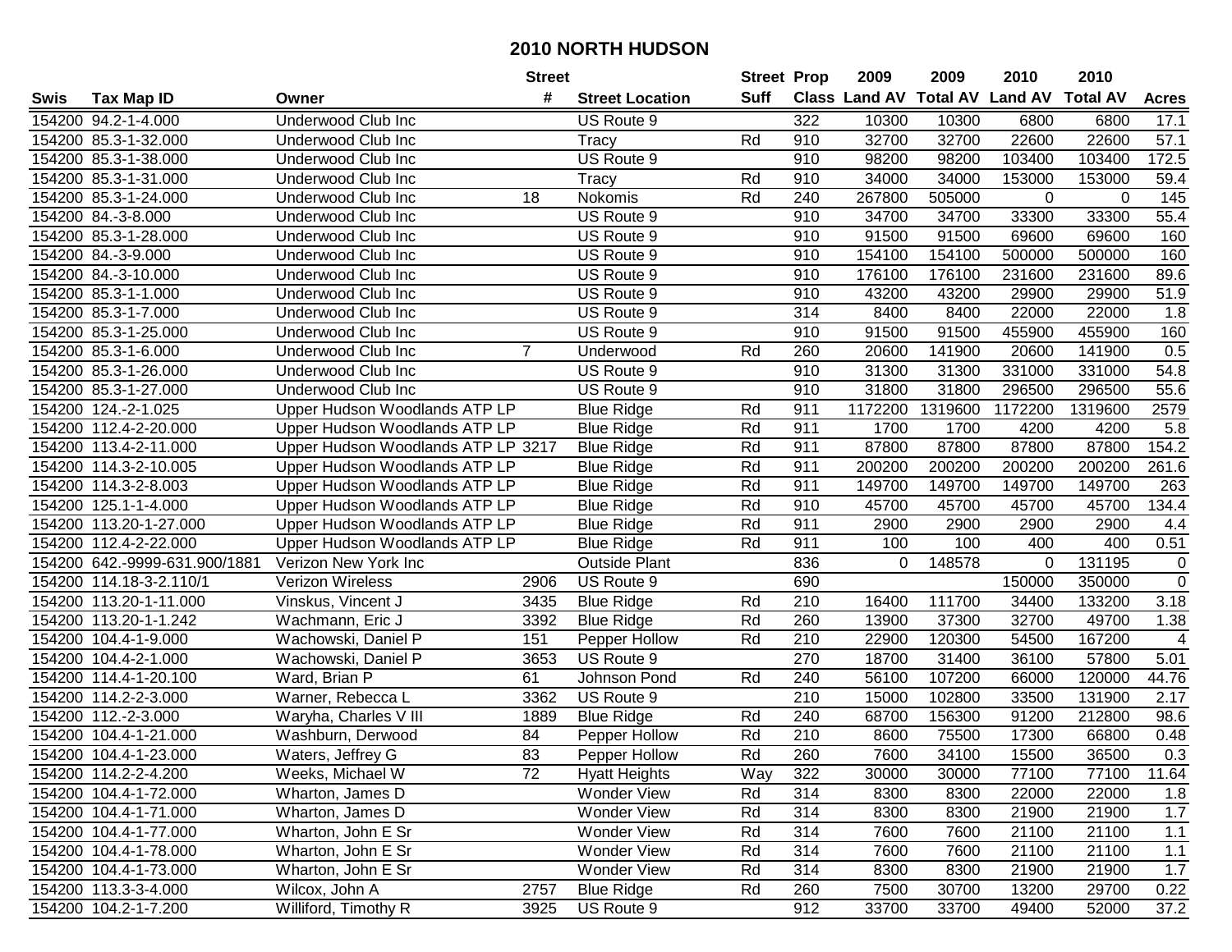# 2010 NORTH HUDSON

| Swis | Tax Map ID | Owner | Street # | Street Location | Street Suff | Prop Class | 2009 Land AV | 2009 Total AV | 2010 Land AV | 2010 Total AV | Acres |
|---|---|---|---|---|---|---|---|---|---|---|---|
| 154200 | 94.2-1-4.000 | Underwood Club Inc | | US Route 9 | | 322 | 10300 | 10300 | 6800 | 6800 | 17.1 |
| 154200 | 85.3-1-32.000 | Underwood Club Inc | | Tracy | Rd | 910 | 32700 | 32700 | 22600 | 22600 | 57.1 |
| 154200 | 85.3-1-38.000 | Underwood Club Inc | | US Route 9 | | 910 | 98200 | 98200 | 103400 | 103400 | 172.5 |
| 154200 | 85.3-1-31.000 | Underwood Club Inc | | Tracy | Rd | 910 | 34000 | 34000 | 153000 | 153000 | 59.4 |
| 154200 | 85.3-1-24.000 | Underwood Club Inc | 18 | Nokomis | Rd | 240 | 267800 | 505000 | 0 | 0 | 145 |
| 154200 | 84.-3-8.000 | Underwood Club Inc | | US Route 9 | | 910 | 34700 | 34700 | 33300 | 33300 | 55.4 |
| 154200 | 85.3-1-28.000 | Underwood Club Inc | | US Route 9 | | 910 | 91500 | 91500 | 69600 | 69600 | 160 |
| 154200 | 84.-3-9.000 | Underwood Club Inc | | US Route 9 | | 910 | 154100 | 154100 | 500000 | 500000 | 160 |
| 154200 | 84.-3-10.000 | Underwood Club Inc | | US Route 9 | | 910 | 176100 | 176100 | 231600 | 231600 | 89.6 |
| 154200 | 85.3-1-1.000 | Underwood Club Inc | | US Route 9 | | 910 | 43200 | 43200 | 29900 | 29900 | 51.9 |
| 154200 | 85.3-1-7.000 | Underwood Club Inc | | US Route 9 | | 314 | 8400 | 8400 | 22000 | 22000 | 1.8 |
| 154200 | 85.3-1-25.000 | Underwood Club Inc | | US Route 9 | | 910 | 91500 | 91500 | 455900 | 455900 | 160 |
| 154200 | 85.3-1-6.000 | Underwood Club Inc | 7 | Underwood | Rd | 260 | 20600 | 141900 | 20600 | 141900 | 0.5 |
| 154200 | 85.3-1-26.000 | Underwood Club Inc | | US Route 9 | | 910 | 31300 | 31300 | 331000 | 331000 | 54.8 |
| 154200 | 85.3-1-27.000 | Underwood Club Inc | | US Route 9 | | 910 | 31800 | 31800 | 296500 | 296500 | 55.6 |
| 154200 | 124.-2-1.025 | Upper Hudson Woodlands ATP LP | | Blue Ridge | Rd | 911 | 1172200 | 1319600 | 1172200 | 1319600 | 2579 |
| 154200 | 112.4-2-20.000 | Upper Hudson Woodlands ATP LP | | Blue Ridge | Rd | 911 | 1700 | 1700 | 4200 | 4200 | 5.8 |
| 154200 | 113.4-2-11.000 | Upper Hudson Woodlands ATP LP | 3217 | Blue Ridge | Rd | 911 | 87800 | 87800 | 87800 | 87800 | 154.2 |
| 154200 | 114.3-2-10.005 | Upper Hudson Woodlands ATP LP | | Blue Ridge | Rd | 911 | 200200 | 200200 | 200200 | 200200 | 261.6 |
| 154200 | 114.3-2-8.003 | Upper Hudson Woodlands ATP LP | | Blue Ridge | Rd | 911 | 149700 | 149700 | 149700 | 149700 | 263 |
| 154200 | 125.1-1-4.000 | Upper Hudson Woodlands ATP LP | | Blue Ridge | Rd | 910 | 45700 | 45700 | 45700 | 45700 | 134.4 |
| 154200 | 113.20-1-27.000 | Upper Hudson Woodlands ATP LP | | Blue Ridge | Rd | 911 | 2900 | 2900 | 2900 | 2900 | 4.4 |
| 154200 | 112.4-2-22.000 | Upper Hudson Woodlands ATP LP | | Blue Ridge | Rd | 911 | 100 | 100 | 400 | 400 | 0.51 |
| 154200 | 642.-9999-631.900/1881 | Verizon New York Inc | | Outside Plant | | 836 | 0 | 148578 | 0 | 131195 | 0 |
| 154200 | 114.18-3-2.110/1 | Verizon Wireless | 2906 | US Route 9 | | 690 | | | 150000 | 350000 | 0 |
| 154200 | 113.20-1-11.000 | Vinskus, Vincent J | 3435 | Blue Ridge | Rd | 210 | 16400 | 111700 | 34400 | 133200 | 3.18 |
| 154200 | 113.20-1-1.242 | Wachmann, Eric J | 3392 | Blue Ridge | Rd | 260 | 13900 | 37300 | 32700 | 49700 | 1.38 |
| 154200 | 104.4-1-9.000 | Wachowski, Daniel P | 151 | Pepper Hollow | Rd | 210 | 22900 | 120300 | 54500 | 167200 | 4 |
| 154200 | 104.4-2-1.000 | Wachowski, Daniel P | 3653 | US Route 9 | | 270 | 18700 | 31400 | 36100 | 57800 | 5.01 |
| 154200 | 114.4-1-20.100 | Ward, Brian P | 61 | Johnson Pond | Rd | 240 | 56100 | 107200 | 66000 | 120000 | 44.76 |
| 154200 | 114.2-2-3.000 | Warner, Rebecca L | 3362 | US Route 9 | | 210 | 15000 | 102800 | 33500 | 131900 | 2.17 |
| 154200 | 112.-2-3.000 | Waryha, Charles V III | 1889 | Blue Ridge | Rd | 240 | 68700 | 156300 | 91200 | 212800 | 98.6 |
| 154200 | 104.4-1-21.000 | Washburn, Derwood | 84 | Pepper Hollow | Rd | 210 | 8600 | 75500 | 17300 | 66800 | 0.48 |
| 154200 | 104.4-1-23.000 | Waters, Jeffrey G | 83 | Pepper Hollow | Rd | 260 | 7600 | 34100 | 15500 | 36500 | 0.3 |
| 154200 | 114.2-2-4.200 | Weeks, Michael W | 72 | Hyatt Heights | Way | 322 | 30000 | 30000 | 77100 | 77100 | 11.64 |
| 154200 | 104.4-1-72.000 | Wharton, James D | | Wonder View | Rd | 314 | 8300 | 8300 | 22000 | 22000 | 1.8 |
| 154200 | 104.4-1-71.000 | Wharton, James D | | Wonder View | Rd | 314 | 8300 | 8300 | 21900 | 21900 | 1.7 |
| 154200 | 104.4-1-77.000 | Wharton, John E Sr | | Wonder View | Rd | 314 | 7600 | 7600 | 21100 | 21100 | 1.1 |
| 154200 | 104.4-1-78.000 | Wharton, John E Sr | | Wonder View | Rd | 314 | 7600 | 7600 | 21100 | 21100 | 1.1 |
| 154200 | 104.4-1-73.000 | Wharton, John E Sr | | Wonder View | Rd | 314 | 8300 | 8300 | 21900 | 21900 | 1.7 |
| 154200 | 113.3-3-4.000 | Wilcox, John A | 2757 | Blue Ridge | Rd | 260 | 7500 | 30700 | 13200 | 29700 | 0.22 |
| 154200 | 104.2-1-7.200 | Williford, Timothy R | 3925 | US Route 9 | | 912 | 33700 | 33700 | 49400 | 52000 | 37.2 |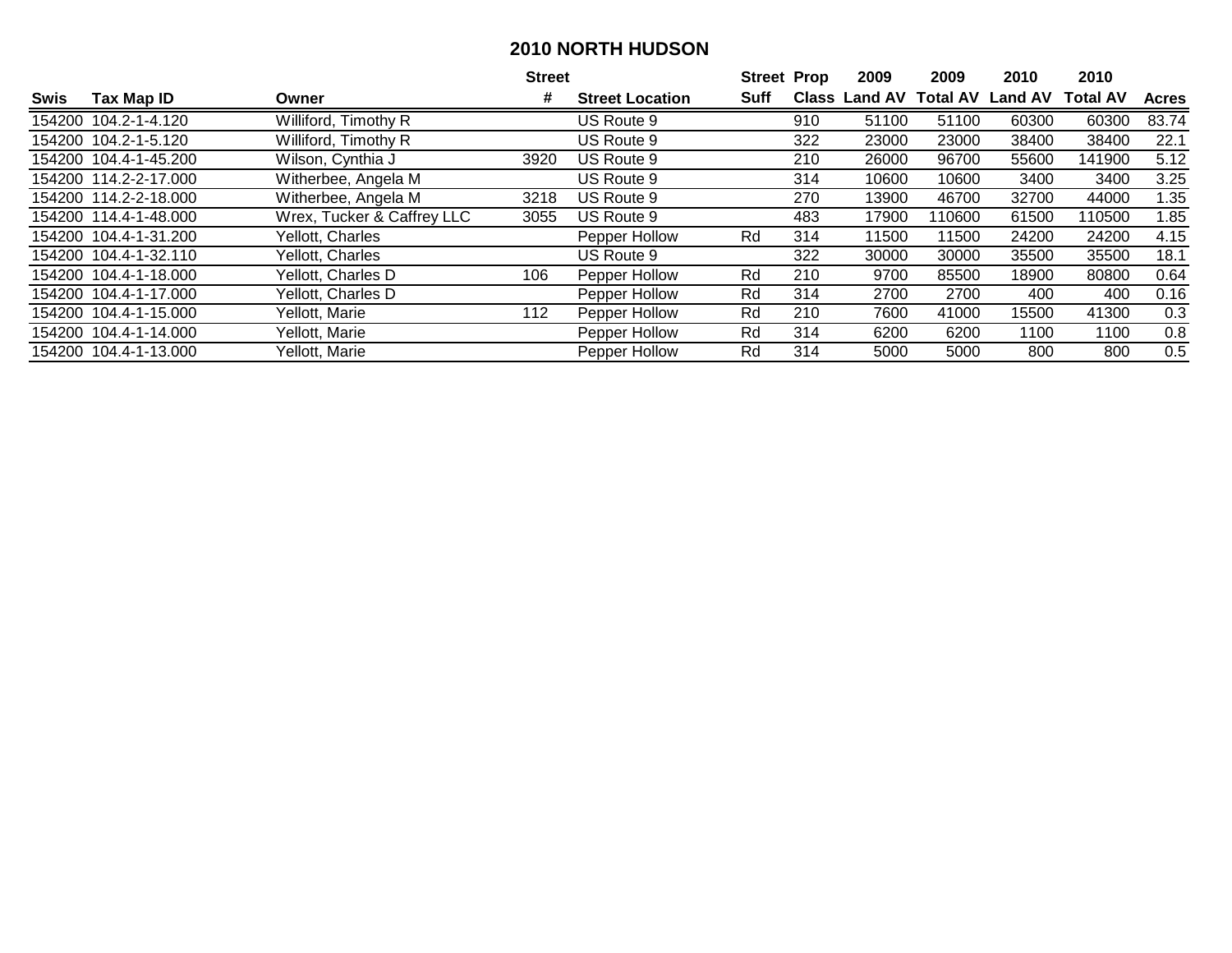# 2010 NORTH HUDSON

| Swis | Tax Map ID | Owner | Street # | Street Location | Street Suff | Prop Class | 2009 Land AV | 2009 Total AV | 2010 Land AV | 2010 Total AV | Acres |
|---|---|---|---|---|---|---|---|---|---|---|---|
| 154200 | 104.2-1-4.120 | Williford, Timothy R | | US Route 9 | | 910 | 51100 | 51100 | 60300 | 60300 | 83.74 |
| 154200 | 104.2-1-5.120 | Williford, Timothy R | | US Route 9 | | 322 | 23000 | 23000 | 38400 | 38400 | 22.1 |
| 154200 | 104.4-1-45.200 | Wilson, Cynthia J | 3920 | US Route 9 | | 210 | 26000 | 96700 | 55600 | 141900 | 5.12 |
| 154200 | 114.2-2-17.000 | Witherbee, Angela M | | US Route 9 | | 314 | 10600 | 10600 | 3400 | 3400 | 3.25 |
| 154200 | 114.2-2-18.000 | Witherbee, Angela M | 3218 | US Route 9 | | 270 | 13900 | 46700 | 32700 | 44000 | 1.35 |
| 154200 | 114.4-1-48.000 | Wrex, Tucker & Caffrey LLC | 3055 | US Route 9 | | 483 | 17900 | 110600 | 61500 | 110500 | 1.85 |
| 154200 | 104.4-1-31.200 | Yellott, Charles | | Pepper Hollow | Rd | 314 | 11500 | 11500 | 24200 | 24200 | 4.15 |
| 154200 | 104.4-1-32.110 | Yellott, Charles | | US Route 9 | | 322 | 30000 | 30000 | 35500 | 35500 | 18.1 |
| 154200 | 104.4-1-18.000 | Yellott, Charles D | 106 | Pepper Hollow | Rd | 210 | 9700 | 85500 | 18900 | 80800 | 0.64 |
| 154200 | 104.4-1-17.000 | Yellott, Charles D | | Pepper Hollow | Rd | 314 | 2700 | 2700 | 400 | 400 | 0.16 |
| 154200 | 104.4-1-15.000 | Yellott, Marie | 112 | Pepper Hollow | Rd | 210 | 7600 | 41000 | 15500 | 41300 | 0.3 |
| 154200 | 104.4-1-14.000 | Yellott, Marie | | Pepper Hollow | Rd | 314 | 6200 | 6200 | 1100 | 1100 | 0.8 |
| 154200 | 104.4-1-13.000 | Yellott, Marie | | Pepper Hollow | Rd | 314 | 5000 | 5000 | 800 | 800 | 0.5 |